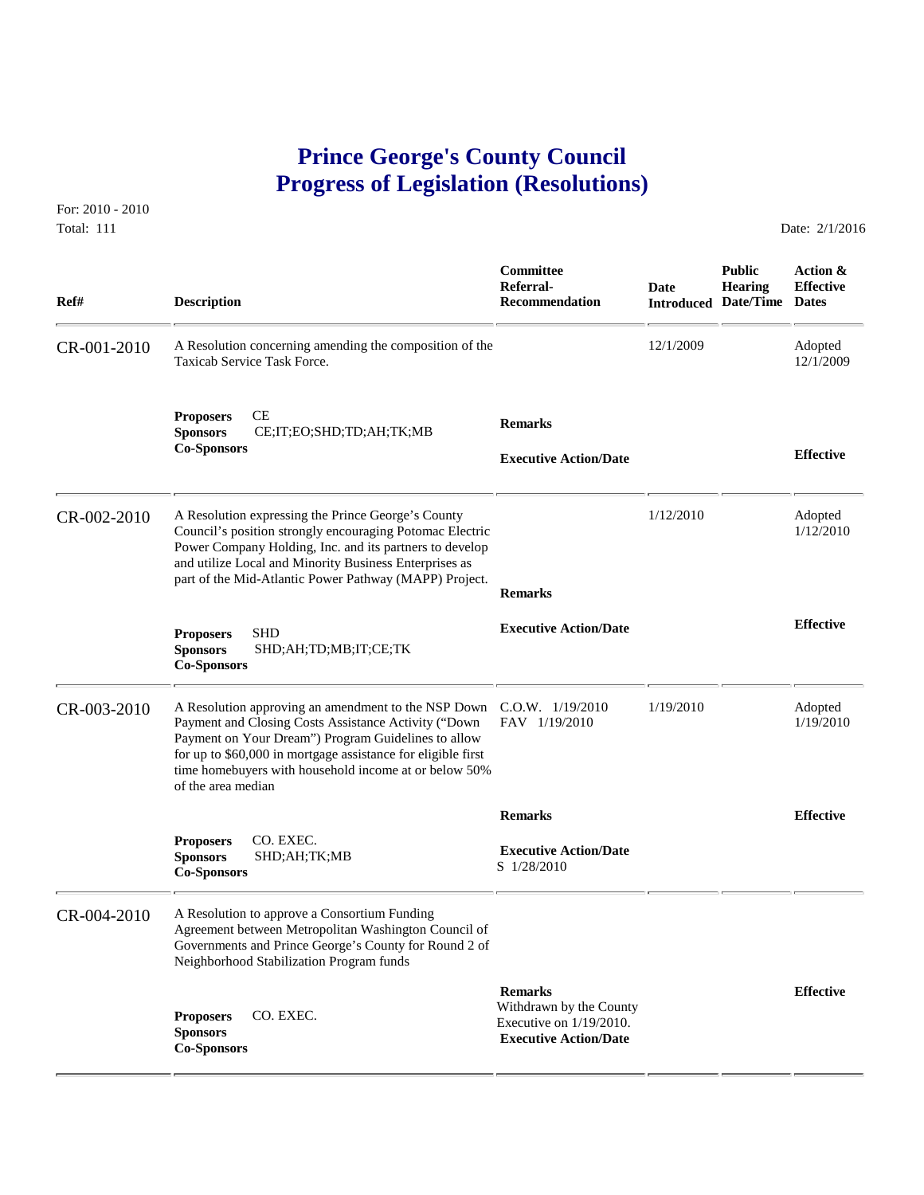# Prince George's County Council
# Progress of Legislation (Resolutions)

For: 2010 - 2010
Total: 111

Date: 2/1/2016

| Ref# | Description | Committee Referral-Recommendation | Date Introduced | Public Hearing Date/Time | Action & Effective Dates |
|---|---|---|---|---|---|
| CR-001-2010 | A Resolution concerning amending the composition of the Taxicab Service Task Force. | | 12/1/2009 | | Adopted 12/1/2009 |
| | **Proposers** CE<br>**Sponsors** CE;IT;EO;SHD;TD;AH;TK;MB<br>**Co-Sponsors** | **Remarks**<br><br>**Executive Action/Date** | | | **Effective** |
| CR-002-2010 | A Resolution expressing the Prince George's County Council's position strongly encouraging Potomac Electric Power Company Holding, Inc. and its partners to develop and utilize Local and Minority Business Enterprises as part of the Mid-Atlantic Power Pathway (MAPP) Project. | | 1/12/2010 | | Adopted 1/12/2010 |
| | **Proposers** SHD<br>**Sponsors** SHD;AH;TD;MB;IT;CE;TK<br>**Co-Sponsors** | **Remarks**<br><br>**Executive Action/Date** | | | **Effective** |
| CR-003-2010 | A Resolution approving an amendment to the NSP Down Payment and Closing Costs Assistance Activity ("Down Payment on Your Dream") Program Guidelines to allow for up to $60,000 in mortgage assistance for eligible first time homebuyers with household income at or below 50% of the area median | C.O.W. 1/19/2010<br>FAV 1/19/2010 | 1/19/2010 | | Adopted 1/19/2010 |
| | **Proposers** CO. EXEC.<br>**Sponsors** SHD;AH;TK;MB<br>**Co-Sponsors** | **Remarks**<br><br>**Executive Action/Date**<br>S 1/28/2010 | | | **Effective** |
| CR-004-2010 | A Resolution to approve a Consortium Funding Agreement between Metropolitan Washington Council of Governments and Prince George's County for Round 2 of Neighborhood Stabilization Program funds | | | | |
| | **Proposers** CO. EXEC.<br>**Sponsors**<br>**Co-Sponsors** | **Remarks**<br>Withdrawn by the County Executive on 1/19/2010.<br>**Executive Action/Date** | | | **Effective** |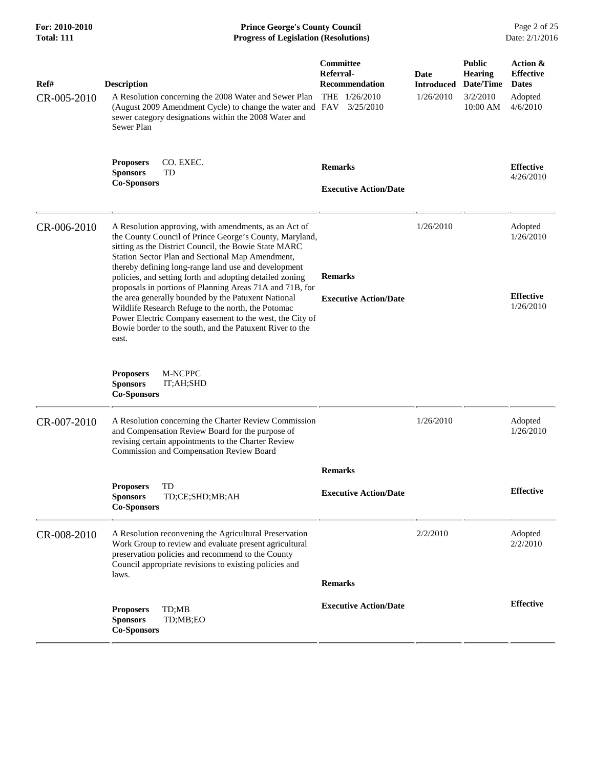| Ref# | Description | Committee Referral-Recommendation | Date Introduced | Public Hearing Date/Time | Action & Effective Dates |
|---|---|---|---|---|---|
| CR-005-2010 | A Resolution concerning the 2008 Water and Sewer Plan (August 2009 Amendment Cycle) to change the water and sewer category designations within the 2008 Water and Sewer Plan | THE 1/26/2010<br>FAV 3/25/2010 | 1/26/2010 | 3/2/2010<br>10:00 AM | Adopted<br>4/6/2010 |
| | **Proposers** CO. EXEC.<br>**Sponsors** TD<br>**Co-Sponsors** | **Remarks**<br><br>**Executive Action/Date** | | | **Effective**<br>4/26/2010 |
| CR-006-2010 | A Resolution approving, with amendments, as an Act of the County Council of Prince George's County, Maryland, sitting as the District Council, the Bowie State MARC Station Sector Plan and Sectional Map Amendment, thereby defining long-range land use and development policies, and setting forth and adopting detailed zoning proposals in portions of Planning Areas 71A and 71B, for the area generally bounded by the Patuxent National Wildlife Research Refuge to the north, the Potomac Power Electric Company easement to the west, the City of Bowie border to the south, and the Patuxent River to the east. | **Remarks**<br><br>**Executive Action/Date** | 1/26/2010 | | Adopted<br>1/26/2010<br><br>**Effective**<br>1/26/2010 |
| | **Proposers** M-NCPPC<br>**Sponsors** IT;AH;SHD<br>**Co-Sponsors** | | | | |
| CR-007-2010 | A Resolution concerning the Charter Review Commission and Compensation Review Board for the purpose of revising certain appointments to the Charter Review Commission and Compensation Review Board | | 1/26/2010 | | Adopted<br>1/26/2010 |
| | **Proposers** TD<br>**Sponsors** TD;CE;SHD;MB;AH<br>**Co-Sponsors** | **Remarks**<br><br>**Executive Action/Date** | | | **Effective** |
| CR-008-2010 | A Resolution reconvening the Agricultural Preservation Work Group to review and evaluate present agricultural preservation policies and recommend to the County Council appropriate revisions to existing policies and laws. | | 2/2/2010 | | Adopted<br>2/2/2010 |
| | **Proposers** TD;MB<br>**Sponsors** TD;MB;EO<br>**Co-Sponsors** | **Remarks**<br><br>**Executive Action/Date** | | | **Effective** |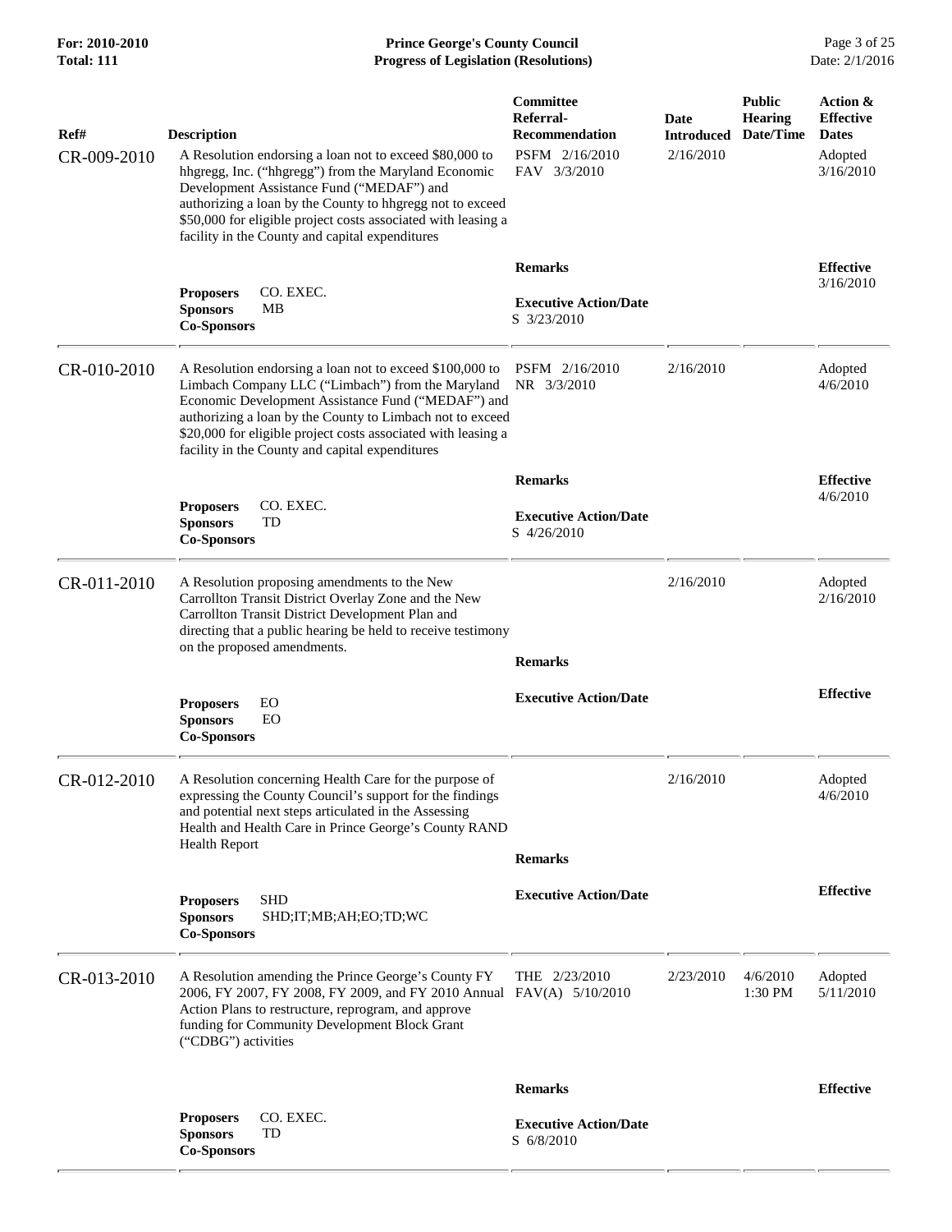| Ref# | Description | Committee Referral-Recommendation | Date Introduced | Public Hearing Date/Time | Action & Effective Dates |
|---|---|---|---|---|---|
| CR-009-2010 | A Resolution endorsing a loan not to exceed $80,000 to hhgregg, Inc. ("hhgregg") from the Maryland Economic Development Assistance Fund ("MEDAF") and authorizing a loan by the County to hhgregg not to exceed $50,000 for eligible project costs associated with leasing a facility in the County and capital expenditures | PSFM 2/16/2010<br>FAV 3/3/2010 | 2/16/2010 | | Adopted 3/16/2010 |
| | **Proposers** CO. EXEC.<br>**Sponsors** MB<br>**Co-Sponsors** | **Remarks**<br><br>**Executive Action/Date**<br>S 3/23/2010 | | | **Effective** 3/16/2010 |
| CR-010-2010 | A Resolution endorsing a loan not to exceed $100,000 to Limbach Company LLC ("Limbach") from the Maryland Economic Development Assistance Fund ("MEDAF") and authorizing a loan by the County to Limbach not to exceed $20,000 for eligible project costs associated with leasing a facility in the County and capital expenditures | PSFM 2/16/2010<br>NR 3/3/2010 | 2/16/2010 | | Adopted 4/6/2010 |
| | **Proposers** CO. EXEC.<br>**Sponsors** TD<br>**Co-Sponsors** | **Remarks**<br><br>**Executive Action/Date**<br>S 4/26/2010 | | | **Effective** 4/6/2010 |
| CR-011-2010 | A Resolution proposing amendments to the New Carrollton Transit District Overlay Zone and the New Carrollton Transit District Development Plan and directing that a public hearing be held to receive testimony on the proposed amendments. | | 2/16/2010 | | Adopted 2/16/2010 |
| | **Proposers** EO<br>**Sponsors** EO<br>**Co-Sponsors** | **Remarks**<br><br>**Executive Action/Date** | | | **Effective** |
| CR-012-2010 | A Resolution concerning Health Care for the purpose of expressing the County Council's support for the findings and potential next steps articulated in the Assessing Health and Health Care in Prince George's County RAND Health Report | | 2/16/2010 | | Adopted 4/6/2010 |
| | **Proposers** SHD<br>**Sponsors** SHD;IT;MB;AH;EO;TD;WC<br>**Co-Sponsors** | **Remarks**<br><br>**Executive Action/Date** | | | **Effective** |
| CR-013-2010 | A Resolution amending the Prince George's County FY 2006, FY 2007, FY 2008, FY 2009, and FY 2010 Annual Action Plans to restructure, reprogram, and approve funding for Community Development Block Grant ("CDBG") activities | THE 2/23/2010<br>FAV(A) 5/10/2010 | 2/23/2010 | 4/6/2010 1:30 PM | Adopted 5/11/2010 |
| | **Proposers** CO. EXEC.<br>**Sponsors** TD<br>**Co-Sponsors** | **Remarks**<br><br>**Executive Action/Date**<br>S 6/8/2010 | | | **Effective** |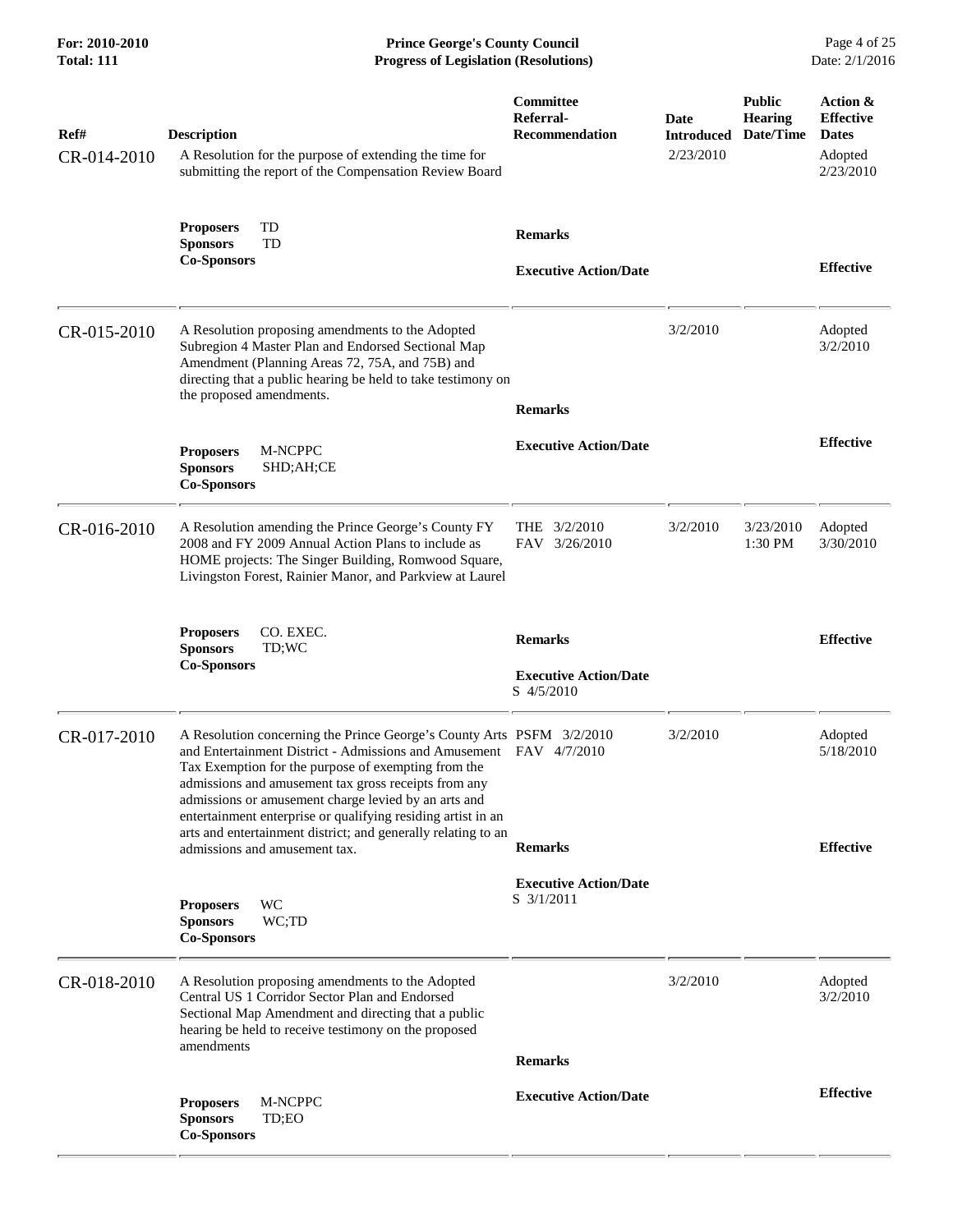| Ref# | Description | Committee Referral-Recommendation | Date Introduced | Public Hearing Date/Time | Action & Effective Dates |
|---|---|---|---|---|---|
| CR-014-2010 | A Resolution for the purpose of extending the time for submitting the report of the Compensation Review Board | | 2/23/2010 | | Adopted 2/23/2010 |
| | **Proposers** TD<br>**Sponsors** TD<br>**Co-Sponsors** | **Remarks**<br><br>**Executive Action/Date** | | | **Effective** |
| CR-015-2010 | A Resolution proposing amendments to the Adopted Subregion 4 Master Plan and Endorsed Sectional Map Amendment (Planning Areas 72, 75A, and 75B) and directing that a public hearing be held to take testimony on the proposed amendments. | | 3/2/2010 | | Adopted 3/2/2010 |
| | **Proposers** M-NCPPC<br>**Sponsors** SHD;AH;CE<br>**Co-Sponsors** | **Remarks**<br><br>**Executive Action/Date** | | | **Effective** |
| CR-016-2010 | A Resolution amending the Prince George's County FY 2008 and FY 2009 Annual Action Plans to include as HOME projects: The Singer Building, Romwood Square, Livingston Forest, Rainier Manor, and Parkview at Laurel | THE 3/2/2010<br>FAV 3/26/2010 | 3/2/2010 | 3/23/2010 1:30 PM | Adopted 3/30/2010 |
| | **Proposers** CO. EXEC.<br>**Sponsors** TD;WC<br>**Co-Sponsors** | **Remarks**<br><br>**Executive Action/Date**<br>S 4/5/2010 | | | **Effective** |
| CR-017-2010 | A Resolution concerning the Prince George's County Arts and Entertainment District - Admissions and Amusement Tax Exemption for the purpose of exempting from the admissions and amusement tax gross receipts from any admissions or amusement charge levied by an arts and entertainment enterprise or qualifying residing artist in an arts and entertainment district; and generally relating to an admissions and amusement tax. | PSFM 3/2/2010<br>FAV 4/7/2010 | 3/2/2010 | | Adopted 5/18/2010 |
| | **Proposers** WC<br>**Sponsors** WC;TD<br>**Co-Sponsors** | **Remarks**<br><br>**Executive Action/Date**<br>S 3/1/2011 | | | **Effective** |
| CR-018-2010 | A Resolution proposing amendments to the Adopted Central US 1 Corridor Sector Plan and Endorsed Sectional Map Amendment and directing that a public hearing be held to receive testimony on the proposed amendments | | 3/2/2010 | | Adopted 3/2/2010 |
| | **Proposers** M-NCPPC<br>**Sponsors** TD;EO<br>**Co-Sponsors** | **Remarks**<br><br>**Executive Action/Date** | | | **Effective** |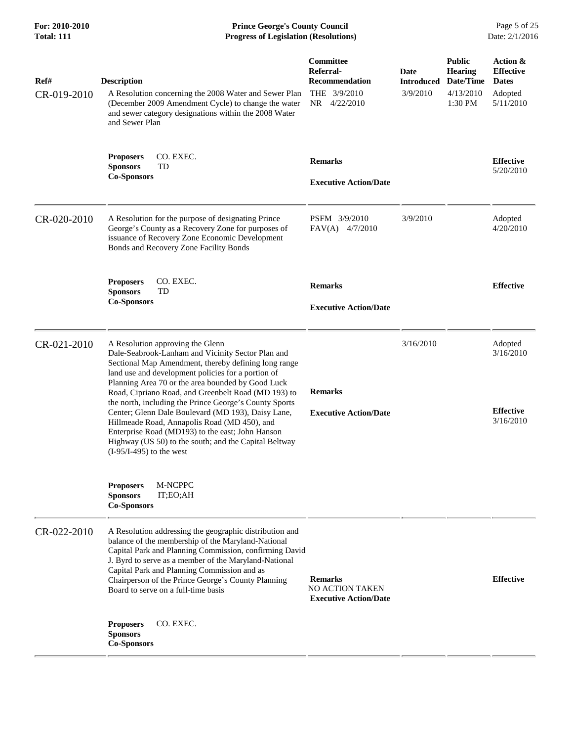| Ref# | Description | Committee Referral-Recommendation | Date Introduced | Public Hearing Date/Time | Action & Effective Dates |
| --- | --- | --- | --- | --- | --- |
| CR-019-2010 | A Resolution concerning the 2008 Water and Sewer Plan (December 2009 Amendment Cycle) to change the water and sewer category designations within the 2008 Water and Sewer Plan | THE 3/9/2010<br>NR 4/22/2010 | 3/9/2010 | 4/13/2010 1:30 PM | Adopted 5/11/2010 |
| | **Proposers** CO. EXEC.<br>**Sponsors** TD<br>**Co-Sponsors** | **Remarks**<br><br>**Executive Action/Date** | | | **Effective** 5/20/2010 |
| CR-020-2010 | A Resolution for the purpose of designating Prince George's County as a Recovery Zone for purposes of issuance of Recovery Zone Economic Development Bonds and Recovery Zone Facility Bonds | PSFM 3/9/2010<br>FAV(A) 4/7/2010 | 3/9/2010 | | Adopted 4/20/2010 |
| | **Proposers** CO. EXEC.<br>**Sponsors** TD<br>**Co-Sponsors** | **Remarks**<br><br>**Executive Action/Date** | | | **Effective** |
| CR-021-2010 | A Resolution approving the Glenn Dale-Seabrook-Lanham and Vicinity Sector Plan and Sectional Map Amendment, thereby defining long range land use and development policies for a portion of Planning Area 70 or the area bounded by Good Luck Road, Cipriano Road, and Greenbelt Road (MD 193) to the north, including the Prince George's County Sports Center; Glenn Dale Boulevard (MD 193), Daisy Lane, Hillmeade Road, Annapolis Road (MD 450), and Enterprise Road (MD193) to the east; John Hanson Highway (US 50) to the south; and the Capital Beltway (I-95/I-495) to the west | **Remarks**<br><br>**Executive Action/Date** | 3/16/2010 | | Adopted 3/16/2010<br><br>**Effective** 3/16/2010 |
| | **Proposers** M-NCPPC<br>**Sponsors** IT;EO;AH<br>**Co-Sponsors** | | | | |
| CR-022-2010 | A Resolution addressing the geographic distribution and balance of the membership of the Maryland-National Capital Park and Planning Commission, confirming David J. Byrd to serve as a member of the Maryland-National Capital Park and Planning Commission and as Chairperson of the Prince George's County Planning Board to serve on a full-time basis | **Remarks**<br>NO ACTION TAKEN<br>**Executive Action/Date** | | | **Effective** |
| | **Proposers** CO. EXEC.<br>**Sponsors**<br>**Co-Sponsors** | | | | |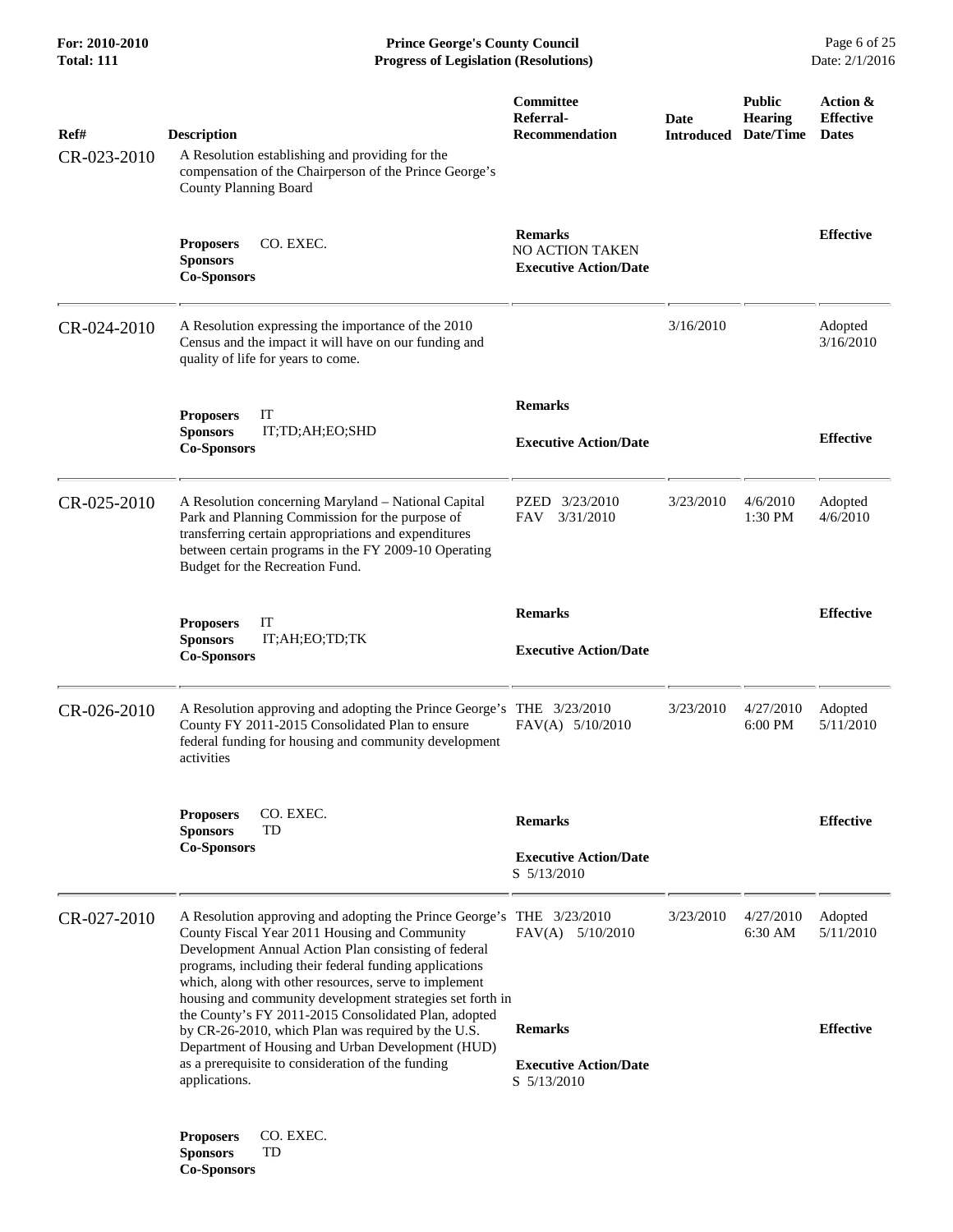| Ref# | Description | Committee Referral-Recommendation | Date Introduced | Public Hearing Date/Time | Action & Effective Dates |
|---|---|---|---|---|---|
| CR-023-2010 | A Resolution establishing and providing for the compensation of the Chairperson of the Prince George's County Planning Board | | | | |
| | **Proposers** CO. EXEC.<br>**Sponsors**<br>**Co-Sponsors** | **Remarks**<br>NO ACTION TAKEN<br>**Executive Action/Date** | | | **Effective** |
| CR-024-2010 | A Resolution expressing the importance of the 2010 Census and the impact it will have on our funding and quality of life for years to come. | | 3/16/2010 | | Adopted 3/16/2010 |
| | **Proposers** IT<br>**Sponsors** IT;TD;AH;EO;SHD<br>**Co-Sponsors** | **Remarks**<br>**Executive Action/Date** | | | **Effective** |
| CR-025-2010 | A Resolution concerning Maryland – National Capital Park and Planning Commission for the purpose of transferring certain appropriations and expenditures between certain programs in the FY 2009-10 Operating Budget for the Recreation Fund. | PZED 3/23/2010<br>FAV 3/31/2010 | 3/23/2010 | 4/6/2010 1:30 PM | Adopted 4/6/2010 |
| | **Proposers** IT<br>**Sponsors** IT;AH;EO;TD;TK<br>**Co-Sponsors** | **Remarks**<br>**Executive Action/Date** | | | **Effective** |
| CR-026-2010 | A Resolution approving and adopting the Prince George's County FY 2011-2015 Consolidated Plan to ensure federal funding for housing and community development activities | THE 3/23/2010<br>FAV(A) 5/10/2010 | 3/23/2010 | 4/27/2010 6:00 PM | Adopted 5/11/2010 |
| | **Proposers** CO. EXEC.<br>**Sponsors** TD<br>**Co-Sponsors** | **Remarks**<br>**Executive Action/Date**<br>S 5/13/2010 | | | **Effective** |
| CR-027-2010 | A Resolution approving and adopting the Prince George's County Fiscal Year 2011 Housing and Community Development Annual Action Plan consisting of federal programs, including their federal funding applications which, along with other resources, serve to implement housing and community development strategies set forth in the County's FY 2011-2015 Consolidated Plan, adopted by CR-26-2010, which Plan was required by the U.S. Department of Housing and Urban Development (HUD) as a prerequisite to consideration of the funding applications. | THE 3/23/2010<br>FAV(A) 5/10/2010 | 3/23/2010 | 4/27/2010 6:30 AM | Adopted 5/11/2010 |
| | **Proposers** CO. EXEC.<br>**Sponsors** TD<br>**Co-Sponsors** | **Remarks**<br>**Executive Action/Date**<br>S 5/13/2010 | | | **Effective** |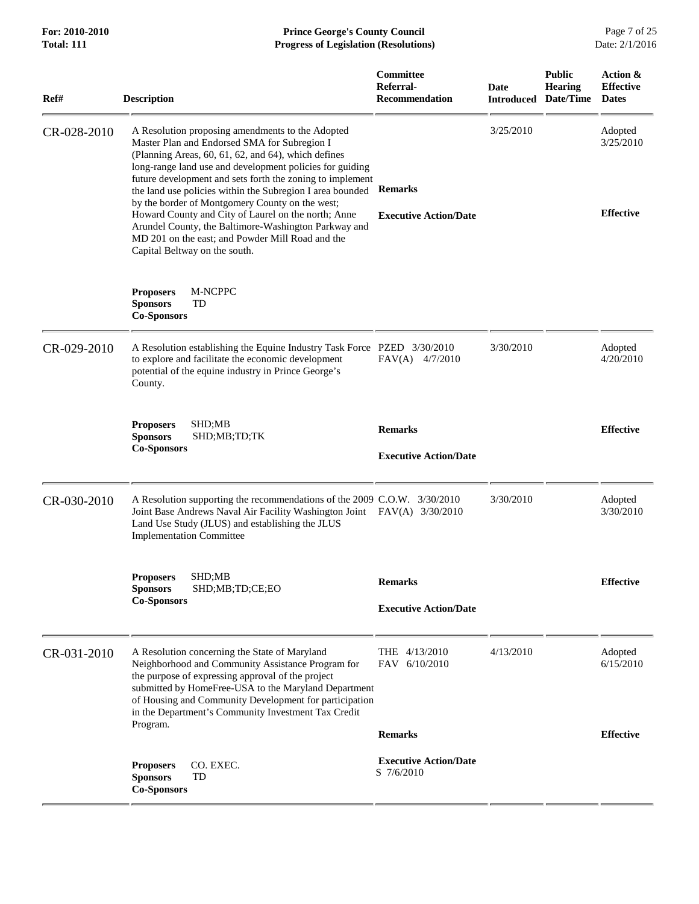| Ref# | Description | Committee Referral-Recommendation | Date Introduced | Public Hearing Date/Time | Action & Effective Dates |
|---|---|---|---|---|---|
| CR-028-2010 | A Resolution proposing amendments to the Adopted Master Plan and Endorsed SMA for Subregion I (Planning Areas, 60, 61, 62, and 64), which defines long-range land use and development policies for guiding future development and sets forth the zoning to implement the land use policies within the Subregion I area bounded by the border of Montgomery County on the west; Howard County and City of Laurel on the north; Anne Arundel County, the Baltimore-Washington Parkway and MD 201 on the east; and Powder Mill Road and the Capital Beltway on the south. | | 3/25/2010 | | Adopted 3/25/2010 |
| | **Proposers** M-NCPPC<br>**Sponsors** TD<br>**Co-Sponsors** | **Remarks**<br><br>**Executive Action/Date** | | | **Effective** |
| CR-029-2010 | A Resolution establishing the Equine Industry Task Force to explore and facilitate the economic development potential of the equine industry in Prince George's County. | PZED 3/30/2010<br>FAV(A) 4/7/2010 | 3/30/2010 | | Adopted 4/20/2010 |
| | **Proposers** SHD;MB<br>**Sponsors** SHD;MB;TD;TK<br>**Co-Sponsors** | **Remarks**<br><br>**Executive Action/Date** | | | **Effective** |
| CR-030-2010 | A Resolution supporting the recommendations of the 2009 Joint Base Andrews Naval Air Facility Washington Joint Land Use Study (JLUS) and establishing the JLUS Implementation Committee | C.O.W. 3/30/2010<br>FAV(A) 3/30/2010 | 3/30/2010 | | Adopted 3/30/2010 |
| | **Proposers** SHD;MB<br>**Sponsors** SHD;MB;TD;CE;EO<br>**Co-Sponsors** | **Remarks**<br><br>**Executive Action/Date** | | | **Effective** |
| CR-031-2010 | A Resolution concerning the State of Maryland Neighborhood and Community Assistance Program for the purpose of expressing approval of the project submitted by HomeFree-USA to the Maryland Department of Housing and Community Development for participation in the Department's Community Investment Tax Credit Program. | THE 4/13/2010<br>FAV 6/10/2010 | 4/13/2010 | | Adopted 6/15/2010 |
| | **Proposers** CO. EXEC.<br>**Sponsors** TD<br>**Co-Sponsors** | **Remarks**<br><br>**Executive Action/Date**<br>S 7/6/2010 | | | **Effective** |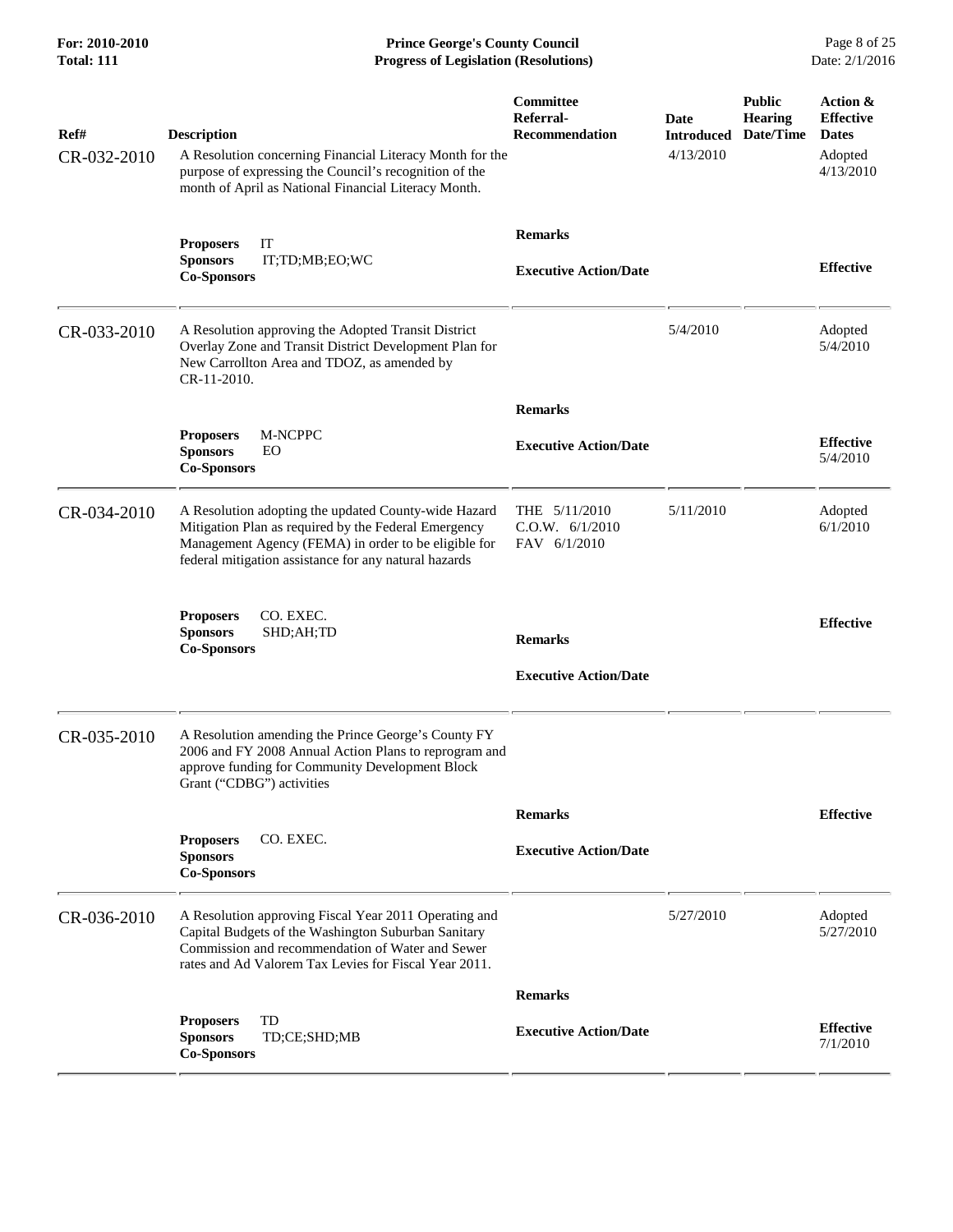| Ref# | Description | Committee Referral-Recommendation | Date Introduced | Public Hearing Date/Time | Action & Effective Dates |
|---|---|---|---|---|---|
| CR-032-2010 | A Resolution concerning Financial Literacy Month for the purpose of expressing the Council's recognition of the month of April as National Financial Literacy Month. | | 4/13/2010 | | Adopted 4/13/2010 |
| | **Proposers** IT<br>**Sponsors** IT;TD;MB;EO;WC<br>**Co-Sponsors** | **Remarks**<br><br>**Executive Action/Date** | | | **Effective** |
| CR-033-2010 | A Resolution approving the Adopted Transit District Overlay Zone and Transit District Development Plan for New Carrollton Area and TDOZ, as amended by CR-11-2010. | | 5/4/2010 | | Adopted 5/4/2010 |
| | **Proposers** M-NCPPC<br>**Sponsors** EO<br>**Co-Sponsors** | **Remarks**<br><br>**Executive Action/Date** | | | **Effective** 5/4/2010 |
| CR-034-2010 | A Resolution adopting the updated County-wide Hazard Mitigation Plan as required by the Federal Emergency Management Agency (FEMA) in order to be eligible for federal mitigation assistance for any natural hazards | THE 5/11/2010<br>C.O.W. 6/1/2010<br>FAV 6/1/2010 | 5/11/2010 | | Adopted 6/1/2010 |
| | **Proposers** CO. EXEC.<br>**Sponsors** SHD;AH;TD<br>**Co-Sponsors** | **Remarks**<br><br>**Executive Action/Date** | | | **Effective** |
| CR-035-2010 | A Resolution amending the Prince George's County FY 2006 and FY 2008 Annual Action Plans to reprogram and approve funding for Community Development Block Grant ("CDBG") activities | | | | |
| | **Proposers** CO. EXEC.<br>**Sponsors**<br>**Co-Sponsors** | **Remarks**<br><br>**Executive Action/Date** | | | **Effective** |
| CR-036-2010 | A Resolution approving Fiscal Year 2011 Operating and Capital Budgets of the Washington Suburban Sanitary Commission and recommendation of Water and Sewer rates and Ad Valorem Tax Levies for Fiscal Year 2011. | | 5/27/2010 | | Adopted 5/27/2010 |
| | **Proposers** TD<br>**Sponsors** TD;CE;SHD;MB<br>**Co-Sponsors** | **Remarks**<br><br>**Executive Action/Date** | | | **Effective** 7/1/2010 |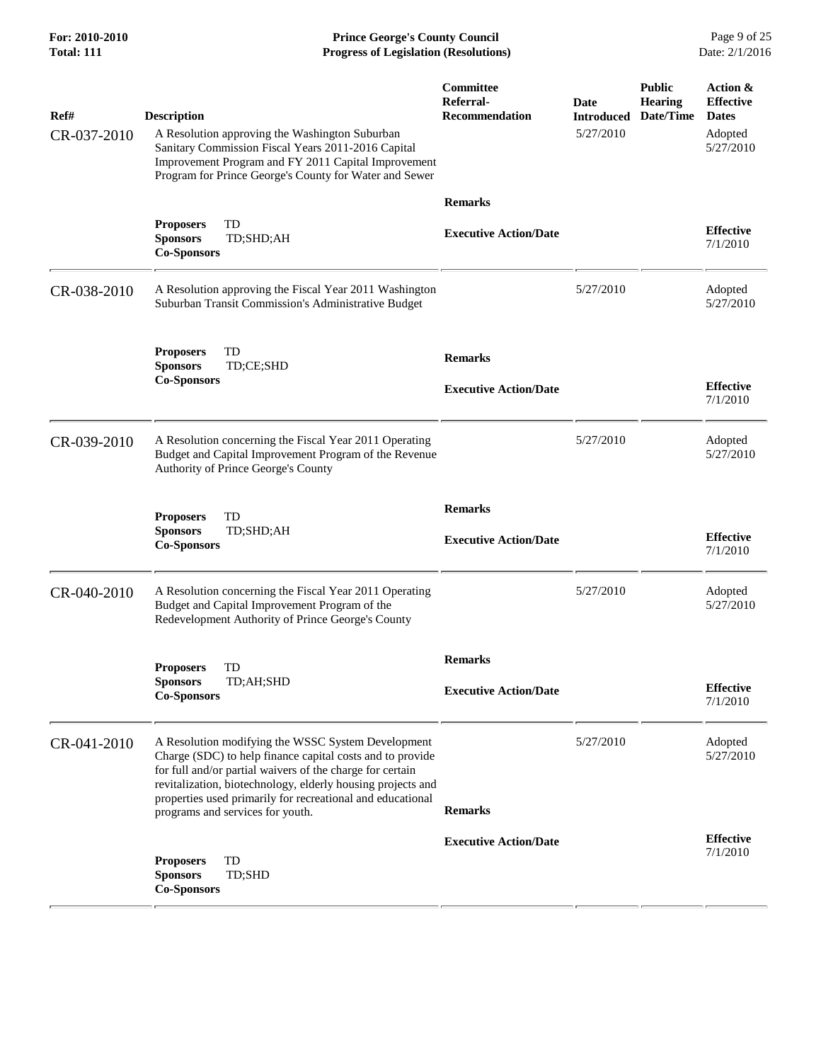| Ref# | Description | Committee Referral-Recommendation | Date Introduced | Public Hearing Date/Time | Action & Effective Dates |
|---|---|---|---|---|---|
| CR-037-2010 | A Resolution approving the Washington Suburban Sanitary Commission Fiscal Years 2011-2016 Capital Improvement Program and FY 2011 Capital Improvement Program for Prince George's County for Water and Sewer | | 5/27/2010 | | Adopted 5/27/2010 |
| | | **Remarks** | | | |
| | **Proposers** TD<br>**Sponsors** TD;SHD;AH<br>**Co-Sponsors** | **Executive Action/Date** | | | **Effective** 7/1/2010 |
| CR-038-2010 | A Resolution approving the Fiscal Year 2011 Washington Suburban Transit Commission's Administrative Budget | | 5/27/2010 | | Adopted 5/27/2010 |
| | **Proposers** TD<br>**Sponsors** TD;CE;SHD<br>**Co-Sponsors** | **Remarks** | | | |
| | | **Executive Action/Date** | | | **Effective** 7/1/2010 |
| CR-039-2010 | A Resolution concerning the Fiscal Year 2011 Operating Budget and Capital Improvement Program of the Revenue Authority of Prince George's County | | 5/27/2010 | | Adopted 5/27/2010 |
| | | **Remarks** | | | |
| | **Proposers** TD<br>**Sponsors** TD;SHD;AH<br>**Co-Sponsors** | **Executive Action/Date** | | | **Effective** 7/1/2010 |
| CR-040-2010 | A Resolution concerning the Fiscal Year 2011 Operating Budget and Capital Improvement Program of the Redevelopment Authority of Prince George's County | | 5/27/2010 | | Adopted 5/27/2010 |
| | | **Remarks** | | | |
| | **Proposers** TD<br>**Sponsors** TD;AH;SHD<br>**Co-Sponsors** | **Executive Action/Date** | | | **Effective** 7/1/2010 |
| CR-041-2010 | A Resolution modifying the WSSC System Development Charge (SDC) to help finance capital costs and to provide for full and/or partial waivers of the charge for certain revitalization, biotechnology, elderly housing projects and properties used primarily for recreational and educational programs and services for youth. | | 5/27/2010 | | Adopted 5/27/2010 |
| | | **Remarks** | | | |
| | **Proposers** TD<br>**Sponsors** TD;SHD<br>**Co-Sponsors** | **Executive Action/Date** | | | **Effective** 7/1/2010 |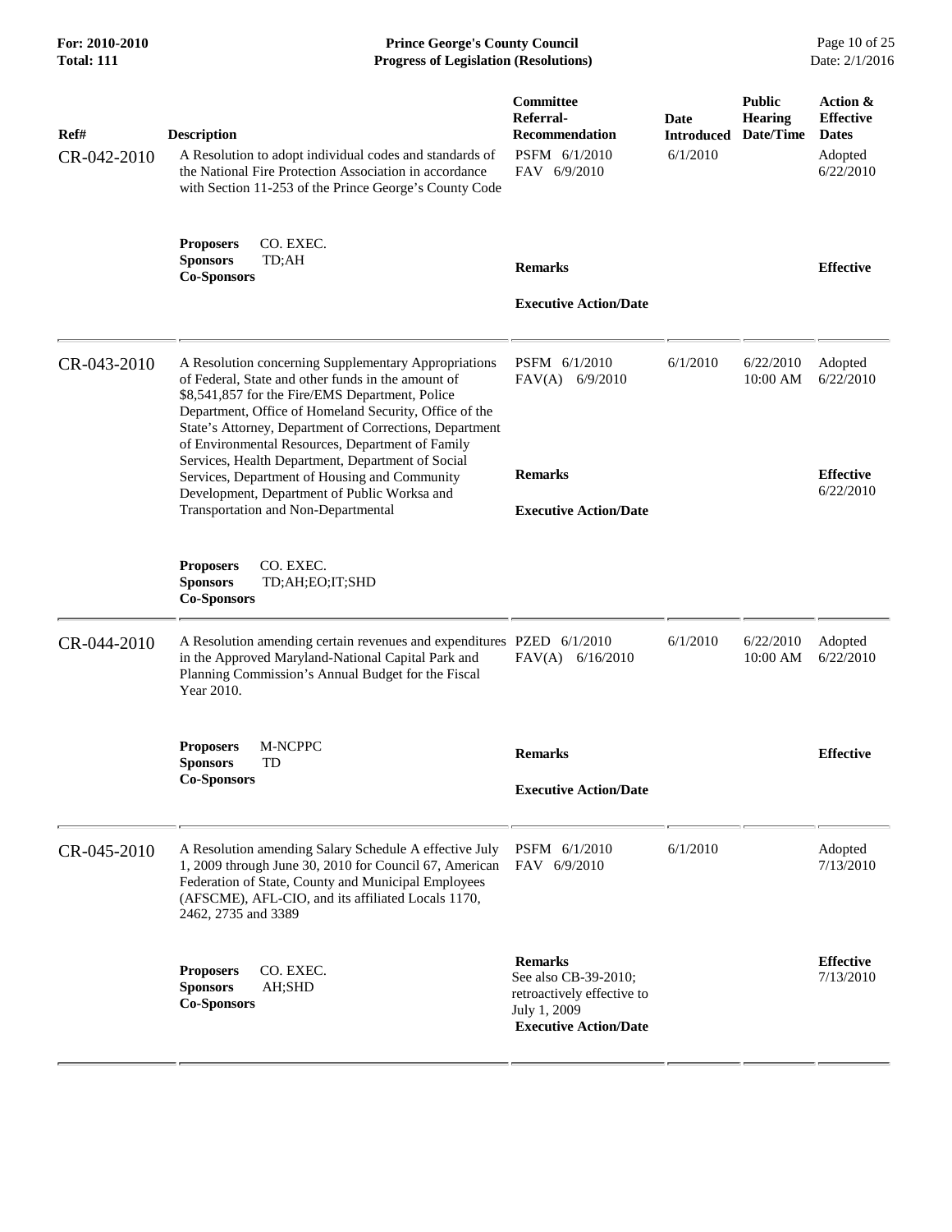| Ref# | Description | Committee Referral-Recommendation | Date Introduced | Public Hearing Date/Time | Action & Effective Dates |
|---|---|---|---|---|---|
| CR-042-2010 | A Resolution to adopt individual codes and standards of the National Fire Protection Association in accordance with Section 11-253 of the Prince George's County Code | PSFM 6/1/2010<br>FAV 6/9/2010 | 6/1/2010 | | Adopted 6/22/2010 |
| | **Proposers** CO. EXEC.<br>**Sponsors** TD;AH<br>**Co-Sponsors** | **Remarks**<br><br>**Executive Action/Date** | | | **Effective** |
| CR-043-2010 | A Resolution concerning Supplementary Appropriations of Federal, State and other funds in the amount of $8,541,857 for the Fire/EMS Department, Police Department, Office of Homeland Security, Office of the State's Attorney, Department of Corrections, Department of Environmental Resources, Department of Family Services, Health Department, Department of Social Services, Department of Housing and Community Development, Department of Public Worksa and Transportation and Non-Departmental | PSFM 6/1/2010<br>FAV(A) 6/9/2010 | 6/1/2010 | 6/22/2010 10:00 AM | Adopted 6/22/2010 |
| | **Proposers** CO. EXEC.<br>**Sponsors** TD;AH;EO;IT;SHD<br>**Co-Sponsors** | **Remarks**<br><br>**Executive Action/Date** | | | **Effective** 6/22/2010 |
| CR-044-2010 | A Resolution amending certain revenues and expenditures in the Approved Maryland-National Capital Park and Planning Commission's Annual Budget for the Fiscal Year 2010. | PZED 6/1/2010<br>FAV(A) 6/16/2010 | 6/1/2010 | 6/22/2010 10:00 AM | Adopted 6/22/2010 |
| | **Proposers** M-NCPPC<br>**Sponsors** TD<br>**Co-Sponsors** | **Remarks**<br><br>**Executive Action/Date** | | | **Effective** |
| CR-045-2010 | A Resolution amending Salary Schedule A effective July 1, 2009 through June 30, 2010 for Council 67, American Federation of State, County and Municipal Employees (AFSCME), AFL-CIO, and its affiliated Locals 1170, 2462, 2735 and 3389 | PSFM 6/1/2010<br>FAV 6/9/2010 | 6/1/2010 | | Adopted 7/13/2010 |
| | **Proposers** CO. EXEC.<br>**Sponsors** AH;SHD<br>**Co-Sponsors** | **Remarks**<br>See also CB-39-2010; retroactively effective to July 1, 2009<br>**Executive Action/Date** | | | **Effective** 7/13/2010 |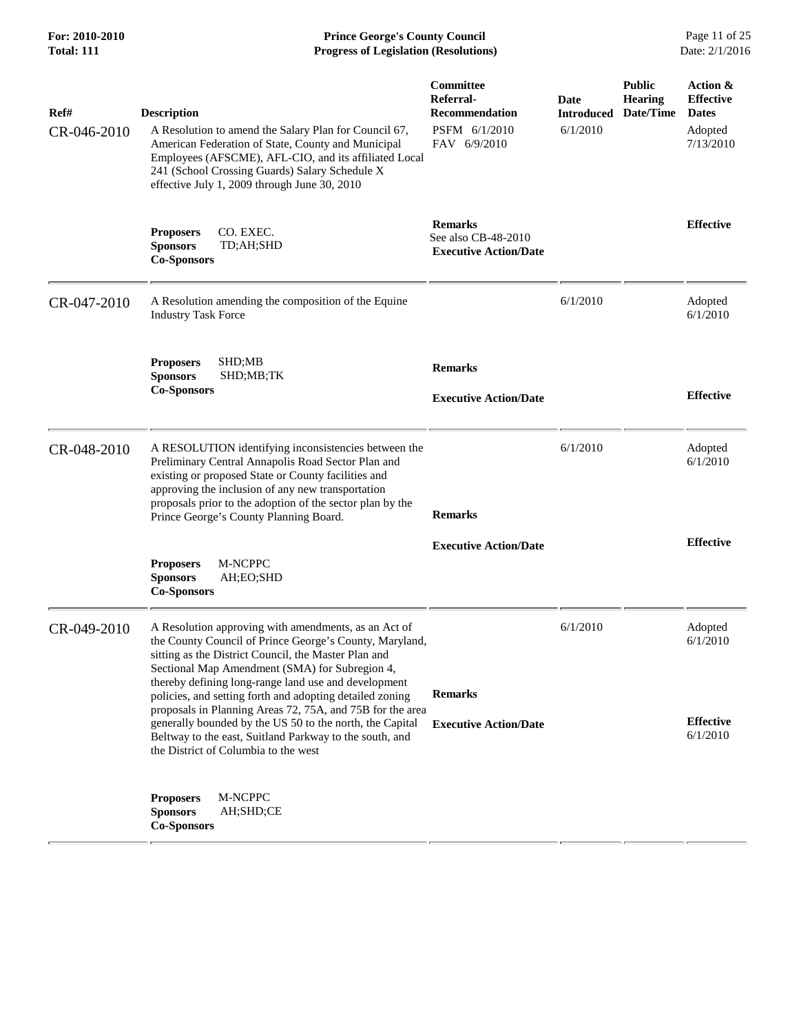| Ref# | Description | Committee Referral-Recommendation | Date Introduced | Public Hearing Date/Time | Action & Effective Dates |
|---|---|---|---|---|---|
| CR-046-2010 | A Resolution to amend the Salary Plan for Council 67, American Federation of State, County and Municipal Employees (AFSCME), AFL-CIO, and its affiliated Local 241 (School Crossing Guards) Salary Schedule X effective July 1, 2009 through June 30, 2010 | PSFM 6/1/2010<br>FAV 6/9/2010 | 6/1/2010 | | Adopted 7/13/2010 |
| | **Proposers** CO. EXEC.<br>**Sponsors** TD;AH;SHD<br>**Co-Sponsors** | **Remarks**<br>See also CB-48-2010<br>**Executive Action/Date** | | | **Effective** |
| CR-047-2010 | A Resolution amending the composition of the Equine Industry Task Force | | 6/1/2010 | | Adopted 6/1/2010 |
| | **Proposers** SHD;MB<br>**Sponsors** SHD;MB;TK<br>**Co-Sponsors** | **Remarks**<br>**Executive Action/Date** | | | **Effective** |
| CR-048-2010 | A RESOLUTION identifying inconsistencies between the Preliminary Central Annapolis Road Sector Plan and existing or proposed State or County facilities and approving the inclusion of any new transportation proposals prior to the adoption of the sector plan by the Prince George's County Planning Board. | | 6/1/2010 | | Adopted 6/1/2010 |
| | **Proposers** M-NCPPC<br>**Sponsors** AH;EO;SHD<br>**Co-Sponsors** | **Remarks**<br>**Executive Action/Date** | | | **Effective** |
| CR-049-2010 | A Resolution approving with amendments, as an Act of the County Council of Prince George's County, Maryland, sitting as the District Council, the Master Plan and Sectional Map Amendment (SMA) for Subregion 4, thereby defining long-range land use and development policies, and setting forth and adopting detailed zoning proposals in Planning Areas 72, 75A, and 75B for the area generally bounded by the US 50 to the north, the Capital Beltway to the east, Suitland Parkway to the south, and the District of Columbia to the west | | 6/1/2010 | | Adopted 6/1/2010 |
| | **Proposers** M-NCPPC<br>**Sponsors** AH;SHD;CE<br>**Co-Sponsors** | **Remarks**<br>**Executive Action/Date** | | | **Effective** 6/1/2010 |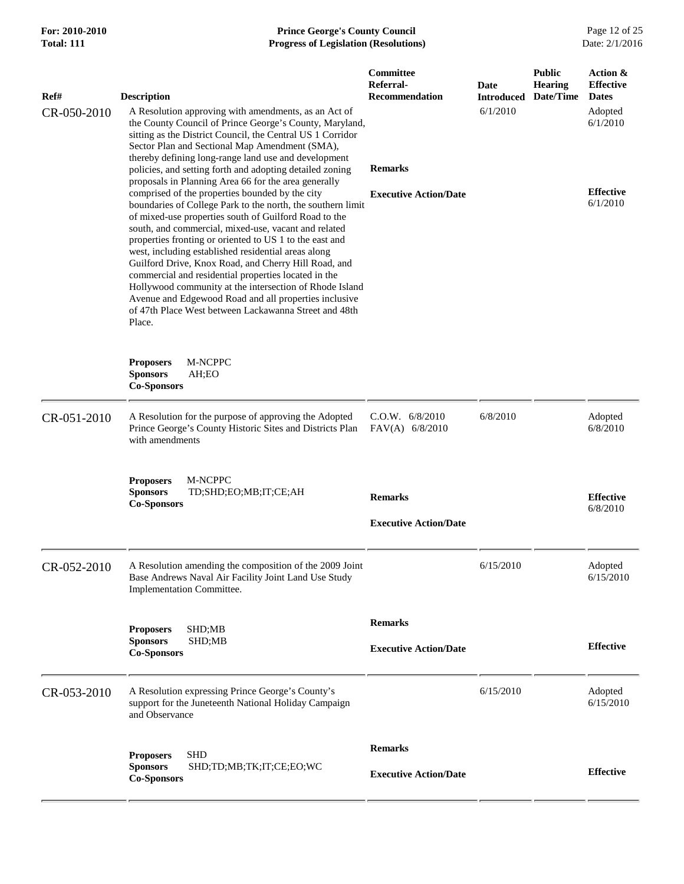| Ref# | Description | Committee Referral-Recommendation | Date Introduced | Public Hearing Date/Time | Action & Effective Dates |
|---|---|---|---|---|---|
| CR-050-2010 | A Resolution approving with amendments, as an Act of the County Council of Prince George's County, Maryland, sitting as the District Council, the Central US 1 Corridor Sector Plan and Sectional Map Amendment (SMA), thereby defining long-range land use and development policies, and setting forth and adopting detailed zoning proposals in Planning Area 66 for the area generally comprised of the properties bounded by the city boundaries of College Park to the north, the southern limit of mixed-use properties south of Guilford Road to the south, and commercial, mixed-use, vacant and related properties fronting or oriented to US 1 to the east and west, including established residential areas along Guilford Drive, Knox Road, and Cherry Hill Road, and commercial and residential properties located in the Hollywood community at the intersection of Rhode Island Avenue and Edgewood Road and all properties inclusive of 47th Place West between Lackawanna Street and 48th Place. | | 6/1/2010 | | Adopted 6/1/2010 |
| | **Proposers** M-NCPPC<br>**Sponsors** AH;EO<br>**Co-Sponsors** | **Remarks**<br><br>**Executive Action/Date** | | | **Effective** 6/1/2010 |
| CR-051-2010 | A Resolution for the purpose of approving the Adopted Prince George's County Historic Sites and Districts Plan with amendments | C.O.W. 6/8/2010<br>FAV(A) 6/8/2010 | 6/8/2010 | | Adopted 6/8/2010 |
| | **Proposers** M-NCPPC<br>**Sponsors** TD;SHD;EO;MB;IT;CE;AH<br>**Co-Sponsors** | **Remarks**<br><br>**Executive Action/Date** | | | **Effective** 6/8/2010 |
| CR-052-2010 | A Resolution amending the composition of the 2009 Joint Base Andrews Naval Air Facility Joint Land Use Study Implementation Committee. | | 6/15/2010 | | Adopted 6/15/2010 |
| | **Proposers** SHD;MB<br>**Sponsors** SHD;MB<br>**Co-Sponsors** | **Remarks**<br><br>**Executive Action/Date** | | | **Effective** |
| CR-053-2010 | A Resolution expressing Prince George's County's support for the Juneteenth National Holiday Campaign and Observance | | 6/15/2010 | | Adopted 6/15/2010 |
| | **Proposers** SHD<br>**Sponsors** SHD;TD;MB;TK;IT;CE;EO;WC<br>**Co-Sponsors** | **Remarks**<br><br>**Executive Action/Date** | | | **Effective** |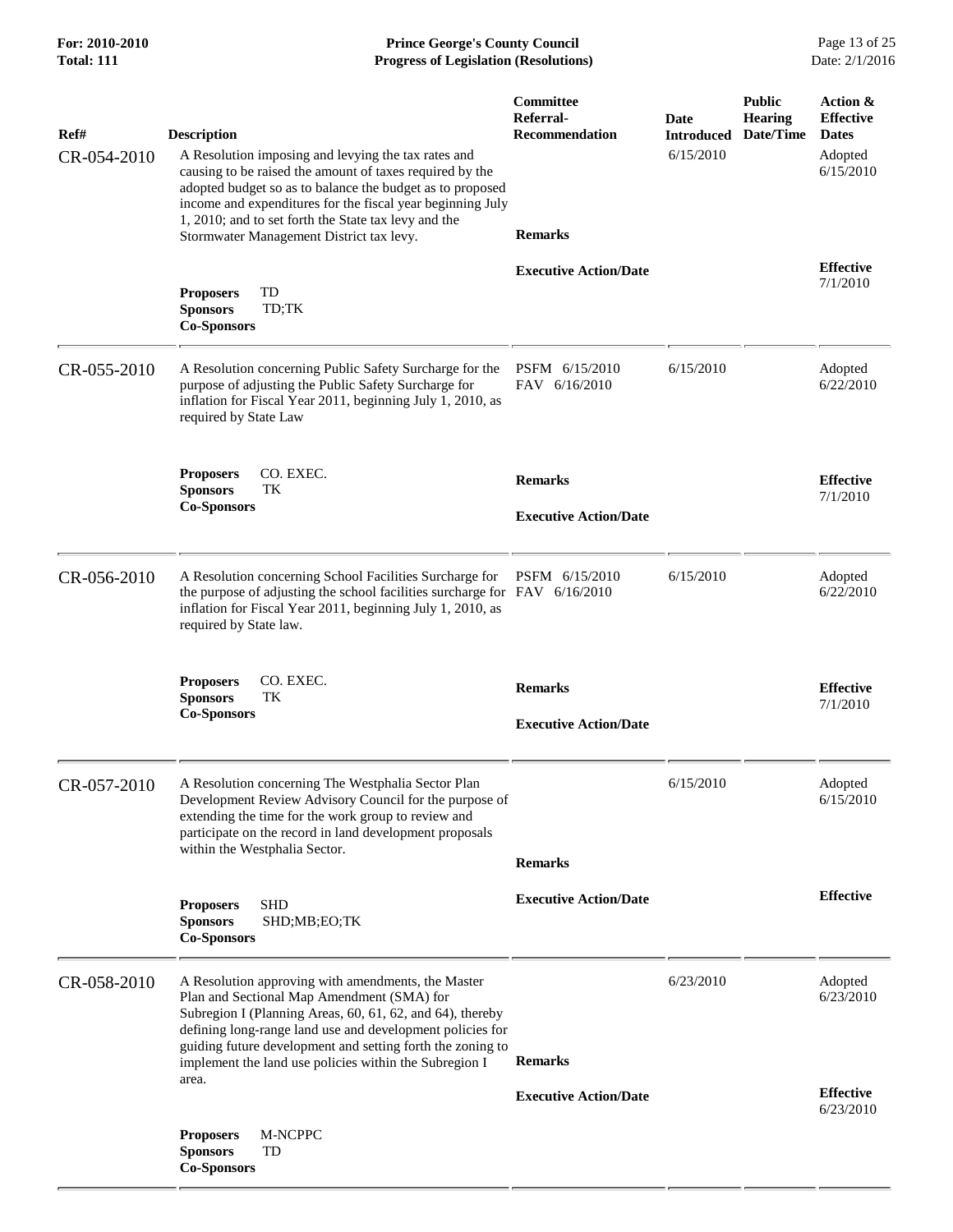| Ref# | Description | Committee Referral-Recommendation | Date Introduced | Public Hearing Date/Time | Action & Effective Dates |
|---|---|---|---|---|---|
| CR-054-2010 | A Resolution imposing and levying the tax rates and causing to be raised the amount of taxes required by the adopted budget so as to balance the budget as to proposed income and expenditures for the fiscal year beginning July 1, 2010; and to set forth the State tax levy and the Stormwater Management District tax levy. | | 6/15/2010 | | Adopted 6/15/2010 |
| | **Proposers** TD<br>**Sponsors** TD;TK<br>**Co-Sponsors** | **Remarks**<br><br>**Executive Action/Date** | | | **Effective** 7/1/2010 |
| CR-055-2010 | A Resolution concerning Public Safety Surcharge for the purpose of adjusting the Public Safety Surcharge for inflation for Fiscal Year 2011, beginning July 1, 2010, as required by State Law | PSFM 6/15/2010<br>FAV 6/16/2010 | 6/15/2010 | | Adopted 6/22/2010 |
| | **Proposers** CO. EXEC.<br>**Sponsors** TK<br>**Co-Sponsors** | **Remarks**<br><br>**Executive Action/Date** | | | **Effective** 7/1/2010 |
| CR-056-2010 | A Resolution concerning School Facilities Surcharge for the purpose of adjusting the school facilities surcharge for inflation for Fiscal Year 2011, beginning July 1, 2010, as required by State law. | PSFM 6/15/2010<br>FAV 6/16/2010 | 6/15/2010 | | Adopted 6/22/2010 |
| | **Proposers** CO. EXEC.<br>**Sponsors** TK<br>**Co-Sponsors** | **Remarks**<br><br>**Executive Action/Date** | | | **Effective** 7/1/2010 |
| CR-057-2010 | A Resolution concerning The Westphalia Sector Plan Development Review Advisory Council for the purpose of extending the time for the work group to review and participate on the record in land development proposals within the Westphalia Sector. | | 6/15/2010 | | Adopted 6/15/2010 |
| | **Proposers** SHD<br>**Sponsors** SHD;MB;EO;TK<br>**Co-Sponsors** | **Remarks**<br><br>**Executive Action/Date** | | | **Effective** |
| CR-058-2010 | A Resolution approving with amendments, the Master Plan and Sectional Map Amendment (SMA) for Subregion I (Planning Areas, 60, 61, 62, and 64), thereby defining long-range land use and development policies for guiding future development and setting forth the zoning to implement the land use policies within the Subregion I area. | | 6/23/2010 | | Adopted 6/23/2010 |
| | **Proposers** M-NCPPC<br>**Sponsors** TD<br>**Co-Sponsors** | **Remarks**<br><br>**Executive Action/Date** | | | **Effective** 6/23/2010 |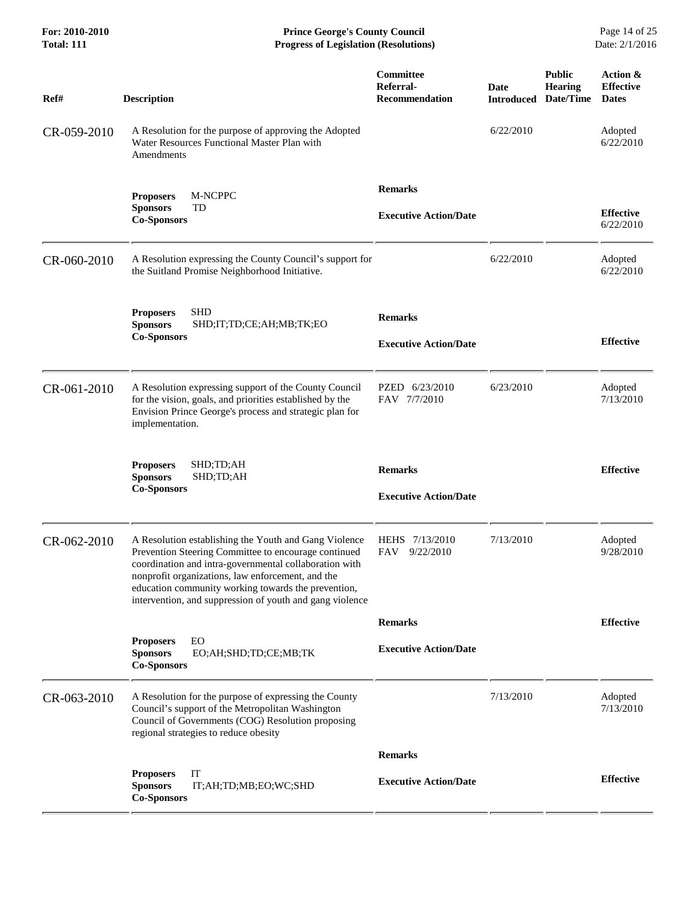| Ref# | Description | Committee Referral-Recommendation | Date Introduced | Public Hearing Date/Time | Action & Effective Dates |
|---|---|---|---|---|---|
| CR-059-2010 | A Resolution for the purpose of approving the Adopted Water Resources Functional Master Plan with Amendments | | 6/22/2010 | | Adopted 6/22/2010 |
| | **Proposers** M-NCPPC<br>**Sponsors** TD<br>**Co-Sponsors** | **Remarks**<br><br>**Executive Action/Date** | | | **Effective** 6/22/2010 |
| CR-060-2010 | A Resolution expressing the County Council's support for the Suitland Promise Neighborhood Initiative. | | 6/22/2010 | | Adopted 6/22/2010 |
| | **Proposers** SHD<br>**Sponsors** SHD;IT;TD;CE;AH;MB;TK;EO<br>**Co-Sponsors** | **Remarks**<br><br>**Executive Action/Date** | | | **Effective** |
| CR-061-2010 | A Resolution expressing support of the County Council for the vision, goals, and priorities established by the Envision Prince George's process and strategic plan for implementation. | PZED 6/23/2010<br>FAV 7/7/2010 | 6/23/2010 | | Adopted 7/13/2010 |
| | **Proposers** SHD;TD;AH<br>**Sponsors** SHD;TD;AH<br>**Co-Sponsors** | **Remarks**<br><br>**Executive Action/Date** | | | **Effective** |
| CR-062-2010 | A Resolution establishing the Youth and Gang Violence Prevention Steering Committee to encourage continued coordination and intra-governmental collaboration with nonprofit organizations, law enforcement, and the education community working towards the prevention, intervention, and suppression of youth and gang violence | HEHS 7/13/2010<br>FAV 9/22/2010 | 7/13/2010 | | Adopted 9/28/2010 |
| | **Proposers** EO<br>**Sponsors** EO;AH;SHD;TD;CE;MB;TK<br>**Co-Sponsors** | **Remarks**<br><br>**Executive Action/Date** | | | **Effective** |
| CR-063-2010 | A Resolution for the purpose of expressing the County Council's support of the Metropolitan Washington Council of Governments (COG) Resolution proposing regional strategies to reduce obesity | | 7/13/2010 | | Adopted 7/13/2010 |
| | **Proposers** IT<br>**Sponsors** IT;AH;TD;MB;EO;WC;SHD<br>**Co-Sponsors** | **Remarks**<br><br>**Executive Action/Date** | | | **Effective** |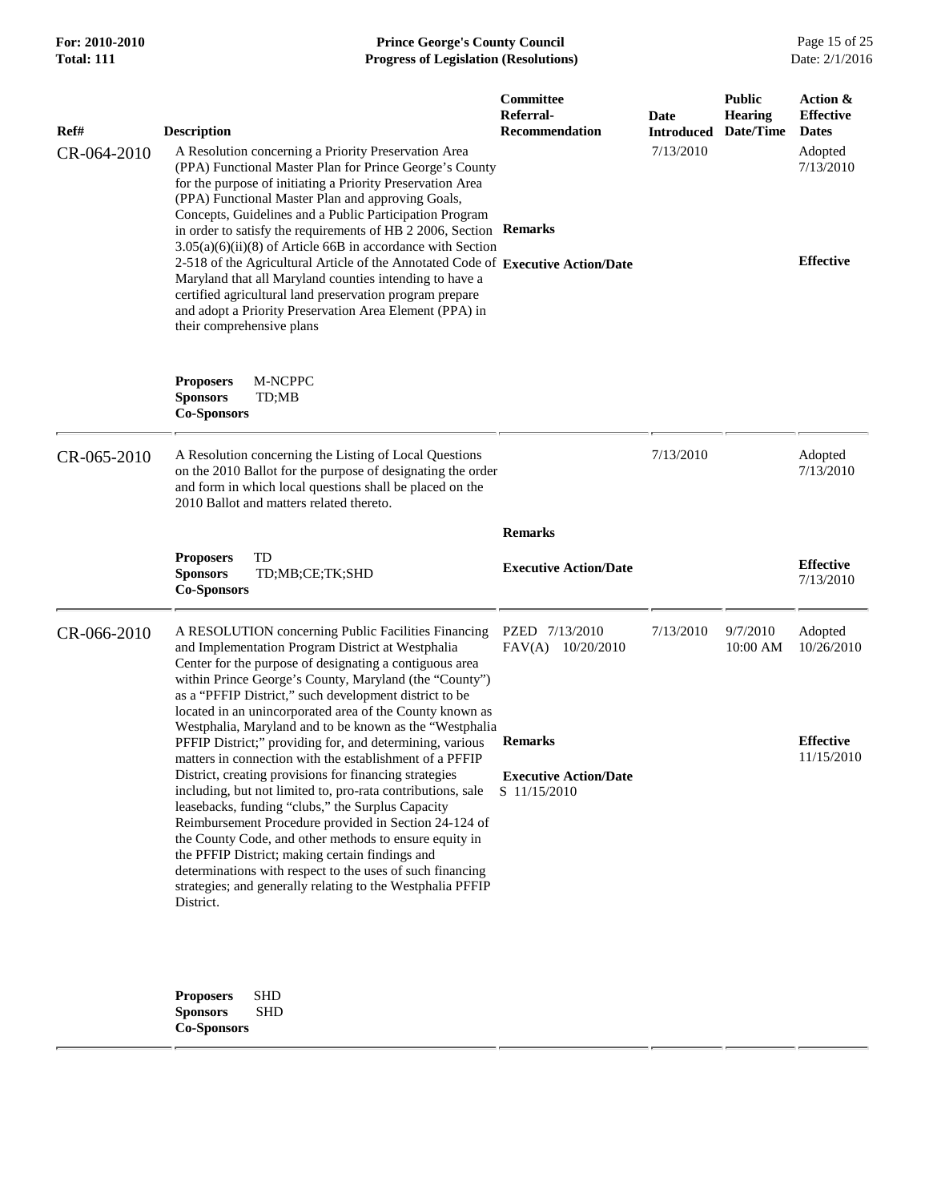| Ref# | Description | Committee Referral-Recommendation | Date Introduced | Public Hearing Date/Time | Action & Effective Dates |
|---|---|---|---|---|---|
| CR-064-2010 | A Resolution concerning a Priority Preservation Area (PPA) Functional Master Plan for Prince George's County for the purpose of initiating a Priority Preservation Area (PPA) Functional Master Plan and approving Goals, Concepts, Guidelines and a Public Participation Program in order to satisfy the requirements of HB 2 2006, Section 3.05(a)(6)(ii)(8) of Article 66B in accordance with Section 2-518 of the Agricultural Article of the Annotated Code of Maryland that all Maryland counties intending to have a certified agricultural land preservation program prepare and adopt a Priority Preservation Area Element (PPA) in their comprehensive plans<br><br>**Proposers** M-NCPPC<br>**Sponsors** TD;MB<br>**Co-Sponsors** | **Remarks**<br><br>**Executive Action/Date** | 7/13/2010 | | Adopted 7/13/2010<br><br>**Effective** |
| CR-065-2010 | A Resolution concerning the Listing of Local Questions on the 2010 Ballot for the purpose of designating the order and form in which local questions shall be placed on the 2010 Ballot and matters related thereto.<br><br>**Proposers** TD<br>**Sponsors** TD;MB;CE;TK;SHD<br>**Co-Sponsors** | **Remarks**<br><br>**Executive Action/Date** | 7/13/2010 | | Adopted 7/13/2010<br><br>**Effective** 7/13/2010 |
| CR-066-2010 | A RESOLUTION concerning Public Facilities Financing and Implementation Program District at Westphalia Center for the purpose of designating a contiguous area within Prince George's County, Maryland (the "County") as a "PFFIP District," such development district to be located in an unincorporated area of the County known as Westphalia, Maryland and to be known as the "Westphalia PFFIP District;" providing for, and determining, various matters in connection with the establishment of a PFFIP District, creating provisions for financing strategies including, but not limited to, pro-rata contributions, sale leasebacks, funding "clubs," the Surplus Capacity Reimbursement Procedure provided in Section 24-124 of the County Code, and other methods to ensure equity in the PFFIP District; making certain findings and determinations with respect to the uses of such financing strategies; and generally relating to the Westphalia PFFIP District.<br><br>**Proposers** SHD<br>**Sponsors** SHD<br>**Co-Sponsors** | PZED 7/13/2010<br>FAV(A) 10/20/2010<br><br>**Remarks**<br><br>**Executive Action/Date**<br>S 11/15/2010 | 7/13/2010 | 9/7/2010 10:00 AM | Adopted 10/26/2010<br><br>**Effective** 11/15/2010 |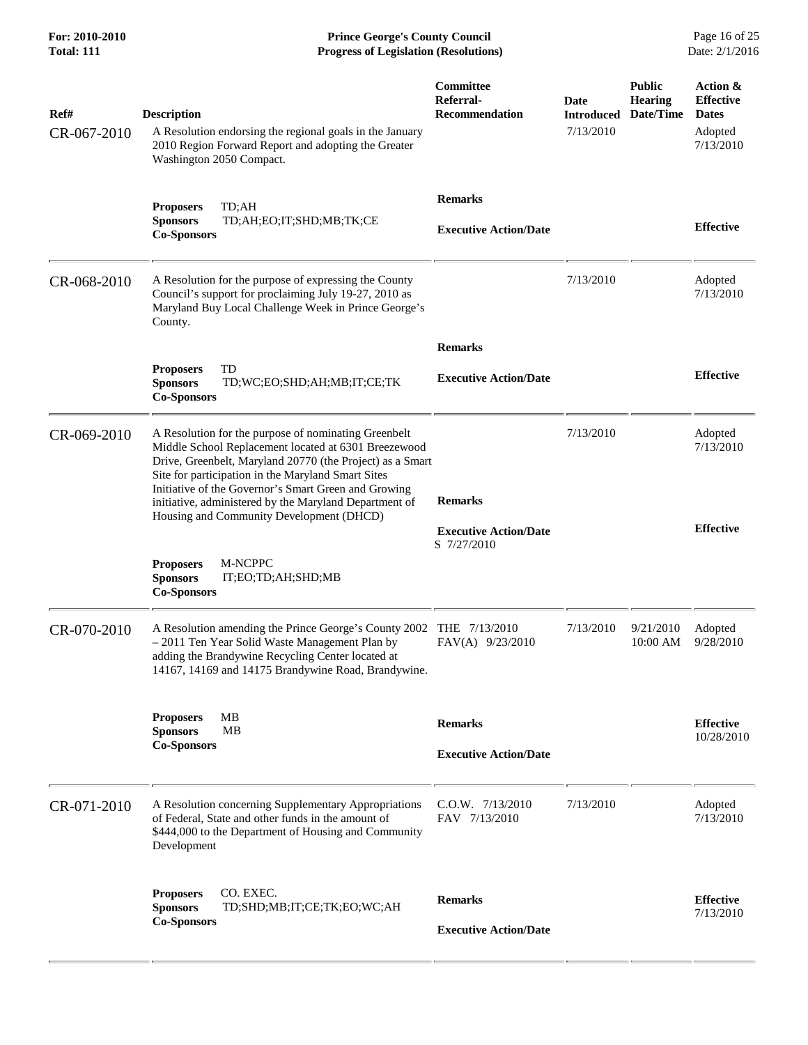| Ref# | Description | Committee Referral-Recommendation | Date Introduced | Public Hearing Date/Time | Action & Effective Dates |
|---|---|---|---|---|---|
| CR-067-2010 | A Resolution endorsing the regional goals in the January 2010 Region Forward Report and adopting the Greater Washington 2050 Compact. | | 7/13/2010 | | Adopted 7/13/2010 |
| | **Proposers** TD;AH **Sponsors** TD;AH;EO;IT;SHD;MB;TK;CE **Co-Sponsors** | **Remarks** **Executive Action/Date** | | | **Effective** |
| CR-068-2010 | A Resolution for the purpose of expressing the County Council's support for proclaiming July 19-27, 2010 as Maryland Buy Local Challenge Week in Prince George's County. | | 7/13/2010 | | Adopted 7/13/2010 |
| | **Proposers** TD **Sponsors** TD;WC;EO;SHD;AH;MB;IT;CE;TK **Co-Sponsors** | **Remarks** **Executive Action/Date** | | | **Effective** |
| CR-069-2010 | A Resolution for the purpose of nominating Greenbelt Middle School Replacement located at 6301 Breezewood Drive, Greenbelt, Maryland 20770 (the Project) as a Smart Site for participation in the Maryland Smart Sites Initiative of the Governor's Smart Green and Growing initiative, administered by the Maryland Department of Housing and Community Development (DHCD) | | 7/13/2010 | | Adopted 7/13/2010 |
| | **Proposers** M-NCPPC **Sponsors** IT;EO;TD;AH;SHD;MB **Co-Sponsors** | **Remarks** **Executive Action/Date** S 7/27/2010 | | | **Effective** |
| CR-070-2010 | A Resolution amending the Prince George's County 2002 – 2011 Ten Year Solid Waste Management Plan by adding the Brandywine Recycling Center located at 14167, 14169 and 14175 Brandywine Road, Brandywine. | THE 7/13/2010 FAV(A) 9/23/2010 | 7/13/2010 | 9/21/2010 10:00 AM | Adopted 9/28/2010 |
| | **Proposers** MB **Sponsors** MB **Co-Sponsors** | **Remarks** **Executive Action/Date** | | | **Effective** 10/28/2010 |
| CR-071-2010 | A Resolution concerning Supplementary Appropriations of Federal, State and other funds in the amount of $444,000 to the Department of Housing and Community Development | C.O.W. 7/13/2010 FAV 7/13/2010 | 7/13/2010 | | Adopted 7/13/2010 |
| | **Proposers** CO. EXEC. **Sponsors** TD;SHD;MB;IT;CE;TK;EO;WC;AH **Co-Sponsors** | **Remarks** **Executive Action/Date** | | | **Effective** 7/13/2010 |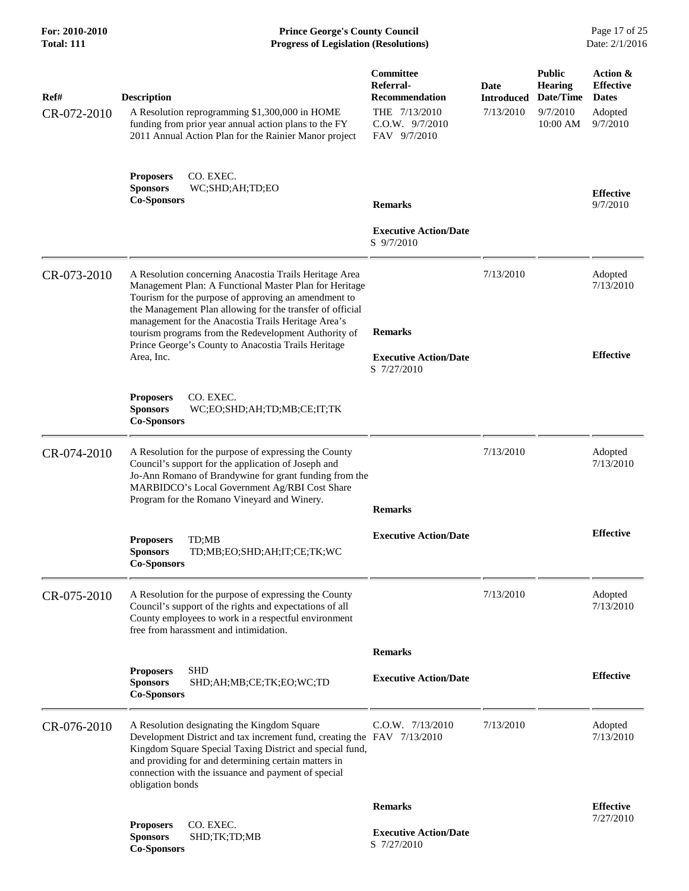| Ref# | Description | Committee Referral-Recommendation | Date Introduced | Public Hearing Date/Time | Action & Effective Dates |
|---|---|---|---|---|---|
| CR-072-2010 | A Resolution reprogramming $1,300,000 in HOME funding from prior year annual action plans to the FY 2011 Annual Action Plan for the Rainier Manor project | THE 7/13/2010<br>C.O.W. 9/7/2010<br>FAV 9/7/2010 | 7/13/2010 | 9/7/2010 10:00 AM | Adopted 9/7/2010 |
| | **Proposers** CO. EXEC.<br>**Sponsors** WC;SHD;AH;TD;EO<br>**Co-Sponsors** | **Remarks**<br><br>**Executive Action/Date**<br>S 9/7/2010 | | | **Effective**<br>9/7/2010 |
| CR-073-2010 | A Resolution concerning Anacostia Trails Heritage Area Management Plan: A Functional Master Plan for Heritage Tourism for the purpose of approving an amendment to the Management Plan allowing for the transfer of official management for the Anacostia Trails Heritage Area's tourism programs from the Redevelopment Authority of Prince George's County to Anacostia Trails Heritage Area, Inc. | **Remarks**<br><br>**Executive Action/Date**<br>S 7/27/2010 | 7/13/2010 | | Adopted 7/13/2010<br><br>**Effective** |
| | **Proposers** CO. EXEC.<br>**Sponsors** WC;EO;SHD;AH;TD;MB;CE;IT;TK<br>**Co-Sponsors** | | | | |
| CR-074-2010 | A Resolution for the purpose of expressing the County Council's support for the application of Joseph and Jo-Ann Romano of Brandywine for grant funding from the MARBIDCO's Local Government Ag/RBI Cost Share Program for the Romano Vineyard and Winery. | **Remarks** | 7/13/2010 | | Adopted 7/13/2010 |
| | **Proposers** TD;MB<br>**Sponsors** TD;MB;EO;SHD;AH;IT;CE;TK;WC<br>**Co-Sponsors** | **Executive Action/Date** | | | **Effective** |
| CR-075-2010 | A Resolution for the purpose of expressing the County Council's support of the rights and expectations of all County employees to work in a respectful environment free from harassment and intimidation. | **Remarks** | 7/13/2010 | | Adopted 7/13/2010 |
| | **Proposers** SHD<br>**Sponsors** SHD;AH;MB;CE;TK;EO;WC;TD<br>**Co-Sponsors** | **Executive Action/Date** | | | **Effective** |
| CR-076-2010 | A Resolution designating the Kingdom Square Development District and tax increment fund, creating the Kingdom Square Special Taxing District and special fund, and providing for and determining certain matters in connection with the issuance and payment of special obligation bonds | C.O.W. 7/13/2010<br>FAV 7/13/2010 | 7/13/2010 | | Adopted 7/13/2010 |
| | **Proposers** CO. EXEC.<br>**Sponsors** SHD;TK;TD;MB<br>**Co-Sponsors** | **Remarks**<br><br>**Executive Action/Date**<br>S 7/27/2010 | | | **Effective**<br>7/27/2010 |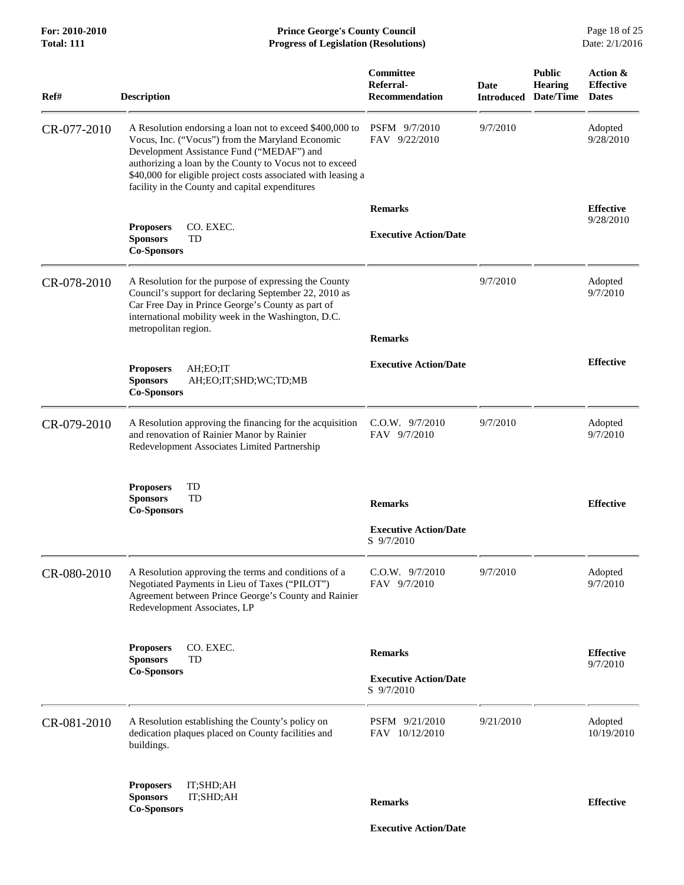| Ref# | Description | Committee Referral-Recommendation | Date Introduced | Public Hearing Date/Time | Action & Effective Dates |
|---|---|---|---|---|---|
| CR-077-2010 | A Resolution endorsing a loan not to exceed $400,000 to Vocus, Inc. ("Vocus") from the Maryland Economic Development Assistance Fund ("MEDAF") and authorizing a loan by the County to Vocus not to exceed $40,000 for eligible project costs associated with leasing a facility in the County and capital expenditures | PSFM 9/7/2010<br>FAV 9/22/2010 | 9/7/2010 | | Adopted 9/28/2010 |
| | **Proposers** CO. EXEC.<br>**Sponsors** TD<br>**Co-Sponsors** | **Remarks**<br><br>**Executive Action/Date** | | | **Effective** 9/28/2010 |
| CR-078-2010 | A Resolution for the purpose of expressing the County Council's support for declaring September 22, 2010 as Car Free Day in Prince George's County as part of international mobility week in the Washington, D.C. metropolitan region. | | 9/7/2010 | | Adopted 9/7/2010 |
| | **Proposers** AH;EO;IT<br>**Sponsors** AH;EO;IT;SHD;WC;TD;MB<br>**Co-Sponsors** | **Remarks**<br><br>**Executive Action/Date** | | | **Effective** |
| CR-079-2010 | A Resolution approving the financing for the acquisition and renovation of Rainier Manor by Rainier Redevelopment Associates Limited Partnership | C.O.W. 9/7/2010<br>FAV 9/7/2010 | 9/7/2010 | | Adopted 9/7/2010 |
| | **Proposers** TD<br>**Sponsors** TD<br>**Co-Sponsors** | **Remarks**<br><br>**Executive Action/Date**<br>S 9/7/2010 | | | **Effective** |
| CR-080-2010 | A Resolution approving the terms and conditions of a Negotiated Payments in Lieu of Taxes ("PILOT") Agreement between Prince George's County and Rainier Redevelopment Associates, LP | C.O.W. 9/7/2010<br>FAV 9/7/2010 | 9/7/2010 | | Adopted 9/7/2010 |
| | **Proposers** CO. EXEC.<br>**Sponsors** TD<br>**Co-Sponsors** | **Remarks**<br><br>**Executive Action/Date**<br>S 9/7/2010 | | | **Effective** 9/7/2010 |
| CR-081-2010 | A Resolution establishing the County's policy on dedication plaques placed on County facilities and buildings. | PSFM 9/21/2010<br>FAV 10/12/2010 | 9/21/2010 | | Adopted 10/19/2010 |
| | **Proposers** IT;SHD;AH<br>**Sponsors** IT;SHD;AH<br>**Co-Sponsors** | **Remarks**<br><br>**Executive Action/Date** | | | **Effective** |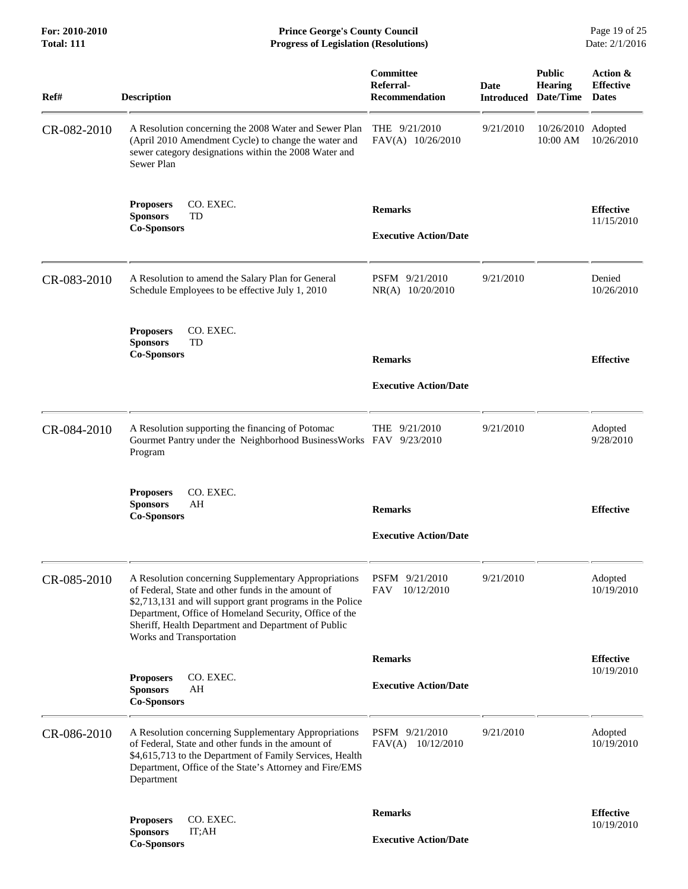| Ref# | Description | Committee Referral-Recommendation | Date Introduced | Public Hearing Date/Time | Action & Effective Dates |
|---|---|---|---|---|---|
| CR-082-2010 | A Resolution concerning the 2008 Water and Sewer Plan (April 2010 Amendment Cycle) to change the water and sewer category designations within the 2008 Water and Sewer Plan | THE 9/21/2010<br>FAV(A) 10/26/2010 | 9/21/2010 | 10/26/2010 10:00 AM | Adopted 10/26/2010 |
| | **Proposers** CO. EXEC.<br>**Sponsors** TD<br>**Co-Sponsors** | **Remarks**<br><br>**Executive Action/Date** | | | **Effective** 11/15/2010 |
| CR-083-2010 | A Resolution to amend the Salary Plan for General Schedule Employees to be effective July 1, 2010 | PSFM 9/21/2010<br>NR(A) 10/20/2010 | 9/21/2010 | | Denied 10/26/2010 |
| | **Proposers** CO. EXEC.<br>**Sponsors** TD<br>**Co-Sponsors** | **Remarks**<br><br>**Executive Action/Date** | | | **Effective** |
| CR-084-2010 | A Resolution supporting the financing of Potomac Gourmet Pantry under the Neighborhood BusinessWorks Program | THE 9/21/2010<br>FAV 9/23/2010 | 9/21/2010 | | Adopted 9/28/2010 |
| | **Proposers** CO. EXEC.<br>**Sponsors** AH<br>**Co-Sponsors** | **Remarks**<br><br>**Executive Action/Date** | | | **Effective** |
| CR-085-2010 | A Resolution concerning Supplementary Appropriations of Federal, State and other funds in the amount of $2,713,131 and will support grant programs in the Police Department, Office of Homeland Security, Office of the Sheriff, Health Department and Department of Public Works and Transportation | PSFM 9/21/2010<br>FAV 10/12/2010 | 9/21/2010 | | Adopted 10/19/2010 |
| | **Proposers** CO. EXEC.<br>**Sponsors** AH<br>**Co-Sponsors** | **Remarks**<br><br>**Executive Action/Date** | | | **Effective** 10/19/2010 |
| CR-086-2010 | A Resolution concerning Supplementary Appropriations of Federal, State and other funds in the amount of $4,615,713 to the Department of Family Services, Health Department, Office of the State's Attorney and Fire/EMS Department | PSFM 9/21/2010<br>FAV(A) 10/12/2010 | 9/21/2010 | | Adopted 10/19/2010 |
| | **Proposers** CO. EXEC.<br>**Sponsors** IT;AH<br>**Co-Sponsors** | **Remarks**<br><br>**Executive Action/Date** | | | **Effective** 10/19/2010 |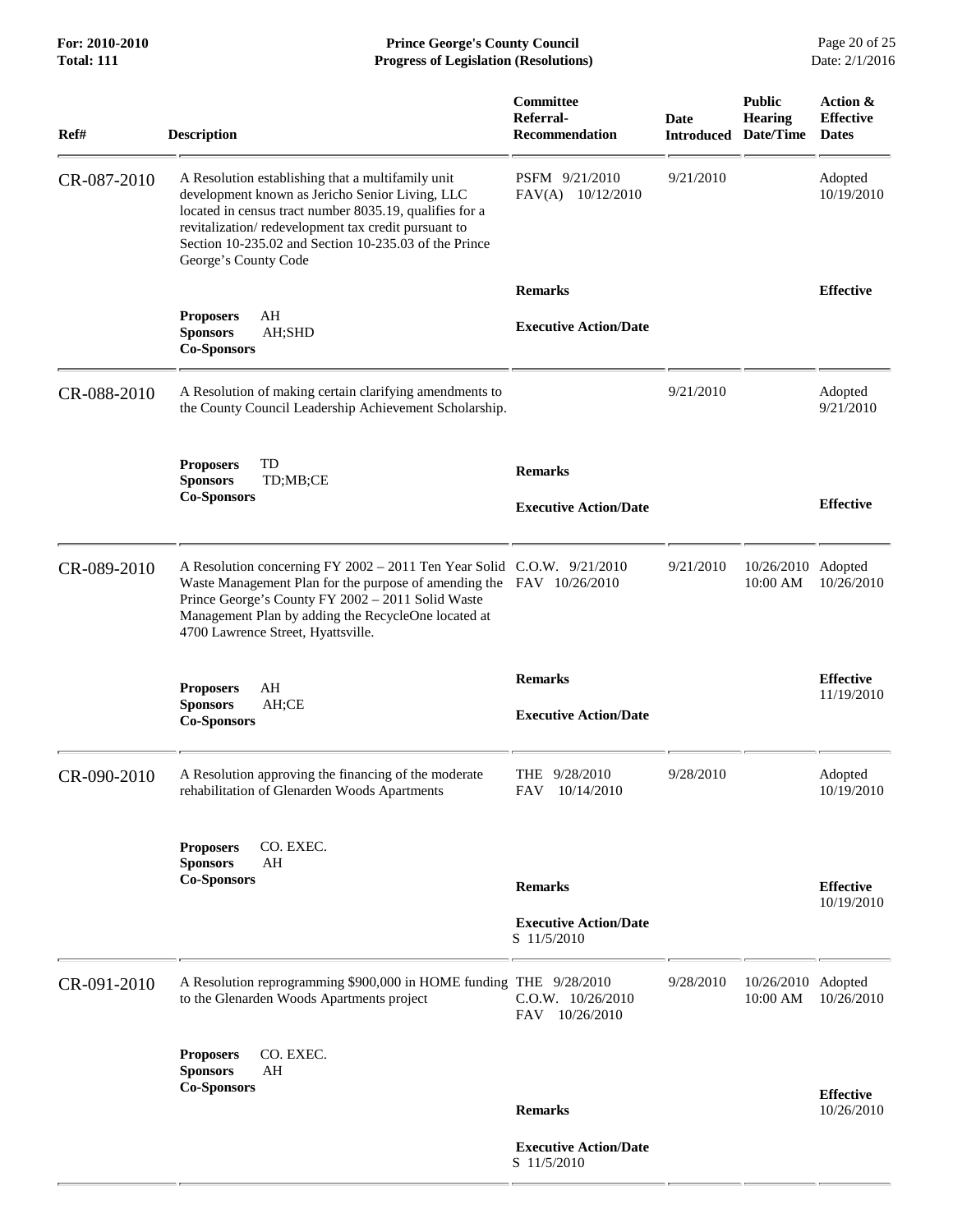| Ref# | Description | Committee Referral-Recommendation | Date Introduced | Public Hearing Date/Time | Action & Effective Dates |
|---|---|---|---|---|---|
| CR-087-2010 | A Resolution establishing that a multifamily unit development known as Jericho Senior Living, LLC located in census tract number 8035.19, qualifies for a revitalization/ redevelopment tax credit pursuant to Section 10-235.02 and Section 10-235.03 of the Prince George's County Code | PSFM 9/21/2010<br>FAV(A) 10/12/2010 | 9/21/2010 | | Adopted 10/19/2010 |
| | **Proposers** AH<br>**Sponsors** AH;SHD<br>**Co-Sponsors** | **Remarks**<br><br>**Executive Action/Date** | | | **Effective** |
| CR-088-2010 | A Resolution of making certain clarifying amendments to the County Council Leadership Achievement Scholarship. | | 9/21/2010 | | Adopted 9/21/2010 |
| | **Proposers** TD<br>**Sponsors** TD;MB;CE<br>**Co-Sponsors** | **Remarks**<br><br>**Executive Action/Date** | | | **Effective** |
| CR-089-2010 | A Resolution concerning FY 2002 – 2011 Ten Year Solid Waste Management Plan for the purpose of amending the Prince George's County FY 2002 – 2011 Solid Waste Management Plan by adding the RecycleOne located at 4700 Lawrence Street, Hyattsville. | C.O.W. 9/21/2010<br>FAV 10/26/2010 | 9/21/2010 | 10/26/2010 10:00 AM | Adopted 10/26/2010 |
| | **Proposers** AH<br>**Sponsors** AH;CE<br>**Co-Sponsors** | **Remarks**<br><br>**Executive Action/Date** | | | **Effective** 11/19/2010 |
| CR-090-2010 | A Resolution approving the financing of the moderate rehabilitation of Glenarden Woods Apartments | THE 9/28/2010<br>FAV 10/14/2010 | 9/28/2010 | | Adopted 10/19/2010 |
| | **Proposers** CO. EXEC.<br>**Sponsors** AH<br>**Co-Sponsors** | **Remarks**<br><br>**Executive Action/Date**<br>S 11/5/2010 | | | **Effective** 10/19/2010 |
| CR-091-2010 | A Resolution reprogramming $900,000 in HOME funding to the Glenarden Woods Apartments project | THE 9/28/2010<br>C.O.W. 10/26/2010<br>FAV 10/26/2010 | 9/28/2010 | 10/26/2010 10:00 AM | Adopted 10/26/2010 |
| | **Proposers** CO. EXEC.<br>**Sponsors** AH<br>**Co-Sponsors** | **Remarks**<br><br>**Executive Action/Date**<br>S 11/5/2010 | | | **Effective** 10/26/2010 |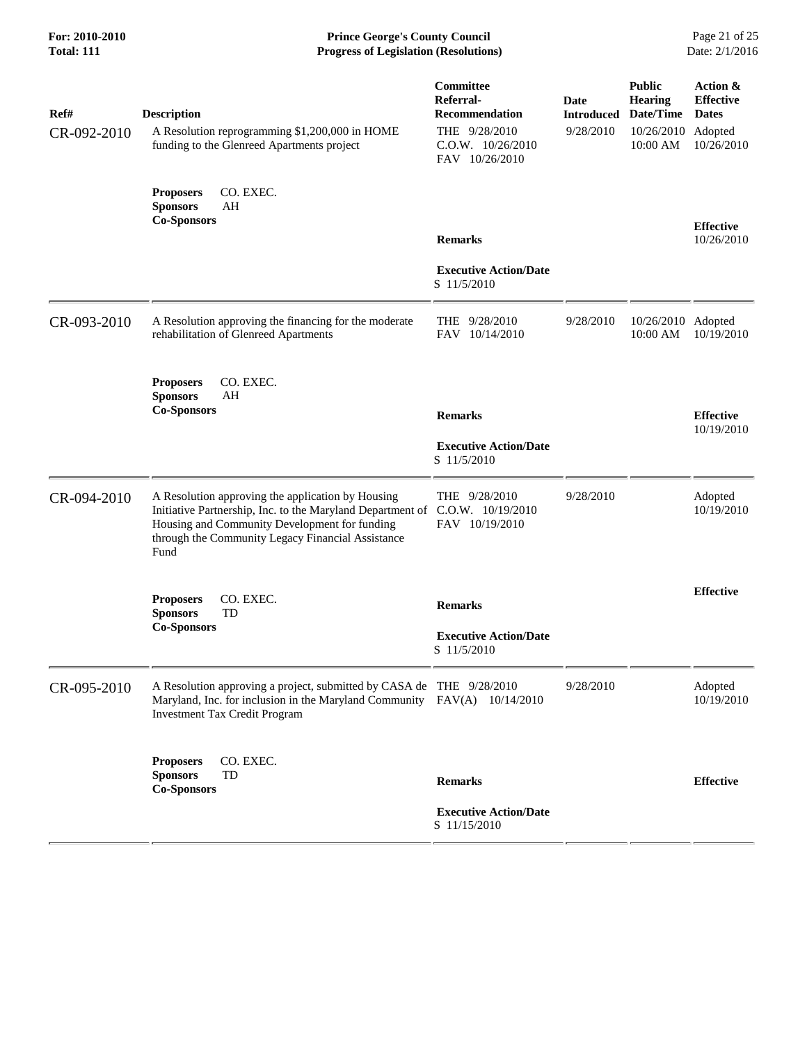| Ref# | Description | Committee Referral-Recommendation | Date Introduced | Public Hearing Date/Time | Action & Effective Dates |
|---|---|---|---|---|---|
| CR-092-2010 | A Resolution reprogramming $1,200,000 in HOME funding to the Glenreed Apartments project | THE 9/28/2010<br>C.O.W. 10/26/2010<br>FAV 10/26/2010 | 9/28/2010 | 10/26/2010<br>10:00 AM | Adopted<br>10/26/2010 |
| | **Proposers** CO. EXEC.<br>**Sponsors** AH<br>**Co-Sponsors** | **Remarks**<br><br>**Executive Action/Date**<br>S 11/5/2010 | | | **Effective**<br>10/26/2010 |
| CR-093-2010 | A Resolution approving the financing for the moderate rehabilitation of Glenreed Apartments | THE 9/28/2010<br>FAV 10/14/2010 | 9/28/2010 | 10/26/2010<br>10:00 AM | Adopted<br>10/19/2010 |
| | **Proposers** CO. EXEC.<br>**Sponsors** AH<br>**Co-Sponsors** | **Remarks**<br><br>**Executive Action/Date**<br>S 11/5/2010 | | | **Effective**<br>10/19/2010 |
| CR-094-2010 | A Resolution approving the application by Housing Initiative Partnership, Inc. to the Maryland Department of Housing and Community Development for funding through the Community Legacy Financial Assistance Fund | THE 9/28/2010<br>C.O.W. 10/19/2010<br>FAV 10/19/2010 | 9/28/2010 | | Adopted<br>10/19/2010 |
| | **Proposers** CO. EXEC.<br>**Sponsors** TD<br>**Co-Sponsors** | **Remarks**<br><br>**Executive Action/Date**<br>S 11/5/2010 | | | **Effective** |
| CR-095-2010 | A Resolution approving a project, submitted by CASA de Maryland, Inc. for inclusion in the Maryland Community Investment Tax Credit Program | THE 9/28/2010<br>FAV(A) 10/14/2010 | 9/28/2010 | | Adopted<br>10/19/2010 |
| | **Proposers** CO. EXEC.<br>**Sponsors** TD<br>**Co-Sponsors** | **Remarks**<br><br>**Executive Action/Date**<br>S 11/15/2010 | | | **Effective** |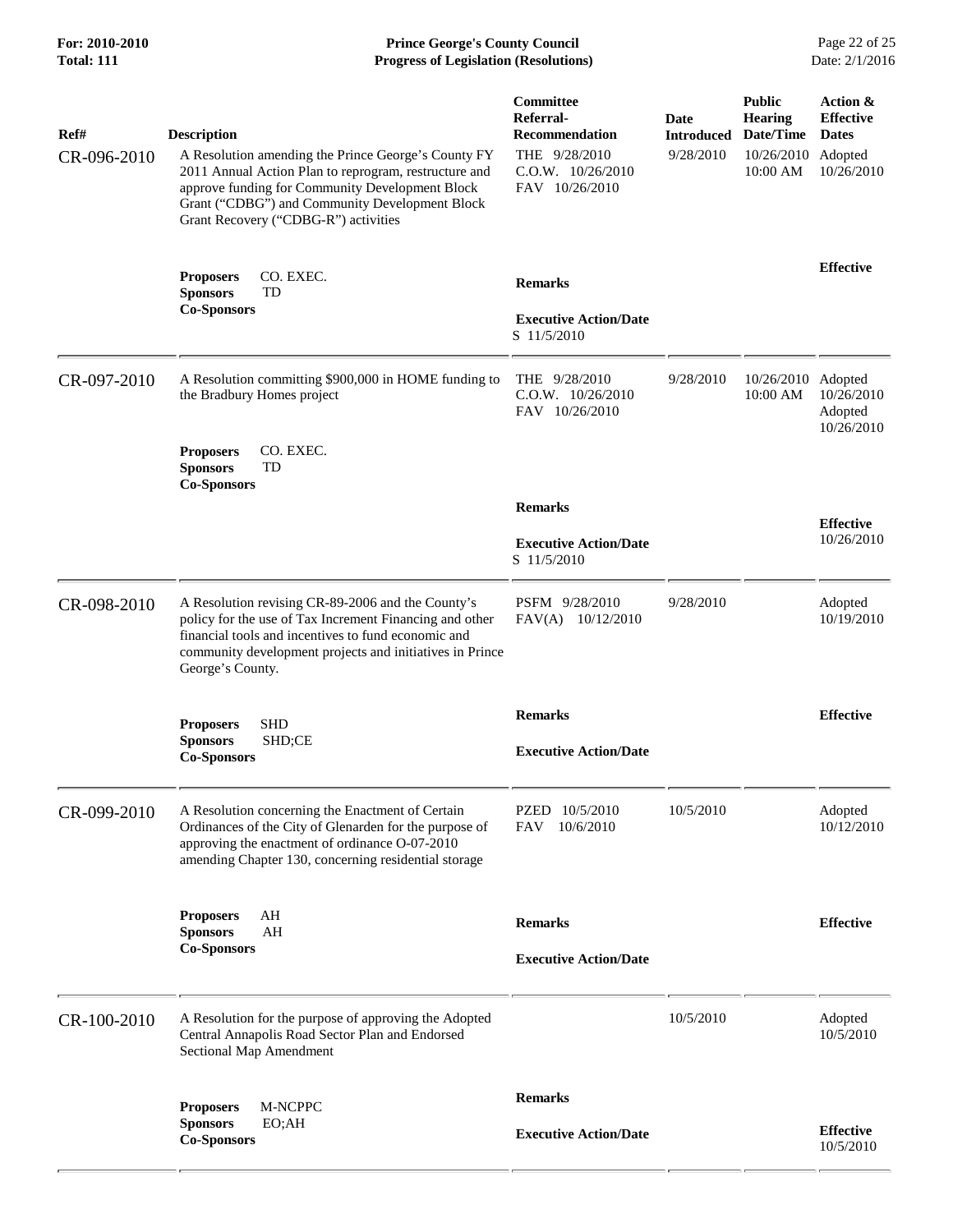| Ref# | Description | Committee Referral-Recommendation | Date Introduced | Public Hearing Date/Time | Action & Effective Dates |
|---|---|---|---|---|---|
| CR-096-2010 | A Resolution amending the Prince George's County FY 2011 Annual Action Plan to reprogram, restructure and approve funding for Community Development Block Grant ("CDBG") and Community Development Block Grant Recovery ("CDBG-R") activities | THE 9/28/2010<br>C.O.W. 10/26/2010<br>FAV 10/26/2010 | 9/28/2010 | 10/26/2010 10:00 AM | Adopted 10/26/2010 |
| | **Proposers** CO. EXEC.<br>**Sponsors** TD<br>**Co-Sponsors** | **Remarks**<br><br>**Executive Action/Date**<br>S 11/5/2010 | | | **Effective** |
| CR-097-2010 | A Resolution committing $900,000 in HOME funding to the Bradbury Homes project | THE 9/28/2010<br>C.O.W. 10/26/2010<br>FAV 10/26/2010 | 9/28/2010 | 10/26/2010 10:00 AM | Adopted 10/26/2010<br>Adopted 10/26/2010 |
| | **Proposers** CO. EXEC.<br>**Sponsors** TD<br>**Co-Sponsors** | **Remarks**<br><br>**Executive Action/Date**<br>S 11/5/2010 | | | **Effective**<br>10/26/2010 |
| CR-098-2010 | A Resolution revising CR-89-2006 and the County's policy for the use of Tax Increment Financing and other financial tools and incentives to fund economic and community development projects and initiatives in Prince George's County. | PSFM 9/28/2010<br>FAV(A) 10/12/2010 | 9/28/2010 | | Adopted 10/19/2010 |
| | **Proposers** SHD<br>**Sponsors** SHD;CE<br>**Co-Sponsors** | **Remarks**<br><br>**Executive Action/Date** | | | **Effective** |
| CR-099-2010 | A Resolution concerning the Enactment of Certain Ordinances of the City of Glenarden for the purpose of approving the enactment of ordinance O-07-2010 amending Chapter 130, concerning residential storage | PZED 10/5/2010<br>FAV 10/6/2010 | 10/5/2010 | | Adopted 10/12/2010 |
| | **Proposers** AH<br>**Sponsors** AH<br>**Co-Sponsors** | **Remarks**<br><br>**Executive Action/Date** | | | **Effective** |
| CR-100-2010 | A Resolution for the purpose of approving the Adopted Central Annapolis Road Sector Plan and Endorsed Sectional Map Amendment | | 10/5/2010 | | Adopted 10/5/2010 |
| | **Proposers** M-NCPPC<br>**Sponsors** EO;AH<br>**Co-Sponsors** | **Remarks**<br><br>**Executive Action/Date** | | | **Effective**<br>10/5/2010 |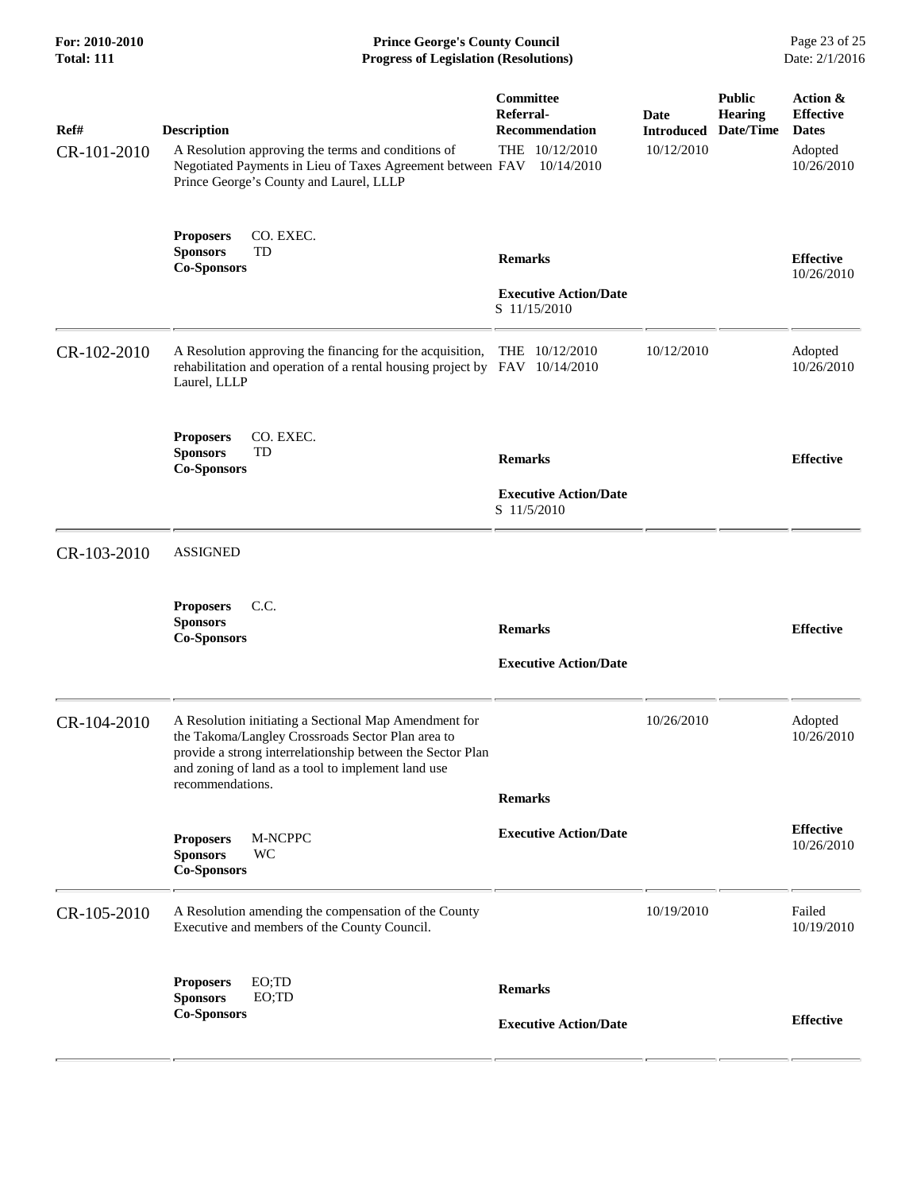| Ref# | Description | Committee Referral-Recommendation | Date Introduced | Public Hearing Date/Time | Action & Effective Dates |
|---|---|---|---|---|---|
| CR-101-2010 | A Resolution approving the terms and conditions of Negotiated Payments in Lieu of Taxes Agreement between Prince George's County and Laurel, LLLP | THE 10/12/2010<br>FAV 10/14/2010 | 10/12/2010 | | Adopted 10/26/2010 |
| | **Proposers** CO. EXEC.<br>**Sponsors** TD<br>**Co-Sponsors** | **Remarks**<br><br>**Executive Action/Date**<br>S 11/15/2010 | | | **Effective** 10/26/2010 |
| CR-102-2010 | A Resolution approving the financing for the acquisition, rehabilitation and operation of a rental housing project by Laurel, LLLP | THE 10/12/2010<br>FAV 10/14/2010 | 10/12/2010 | | Adopted 10/26/2010 |
| | **Proposers** CO. EXEC.<br>**Sponsors** TD<br>**Co-Sponsors** | **Remarks**<br><br>**Executive Action/Date**<br>S 11/5/2010 | | | **Effective** |
| CR-103-2010 | ASSIGNED | | | | |
| | **Proposers** C.C.<br>**Sponsors**<br>**Co-Sponsors** | **Remarks**<br><br>**Executive Action/Date** | | | **Effective** |
| CR-104-2010 | A Resolution initiating a Sectional Map Amendment for the Takoma/Langley Crossroads Sector Plan area to provide a strong interrelationship between the Sector Plan and zoning of land as a tool to implement land use recommendations. | | 10/26/2010 | | Adopted 10/26/2010 |
| | **Proposers** M-NCPPC<br>**Sponsors** WC<br>**Co-Sponsors** | **Remarks**<br><br>**Executive Action/Date** | | | **Effective** 10/26/2010 |
| CR-105-2010 | A Resolution amending the compensation of the County Executive and members of the County Council. | | 10/19/2010 | | Failed 10/19/2010 |
| | **Proposers** EO;TD<br>**Sponsors** EO;TD<br>**Co-Sponsors** | **Remarks**<br><br>**Executive Action/Date** | | | **Effective** |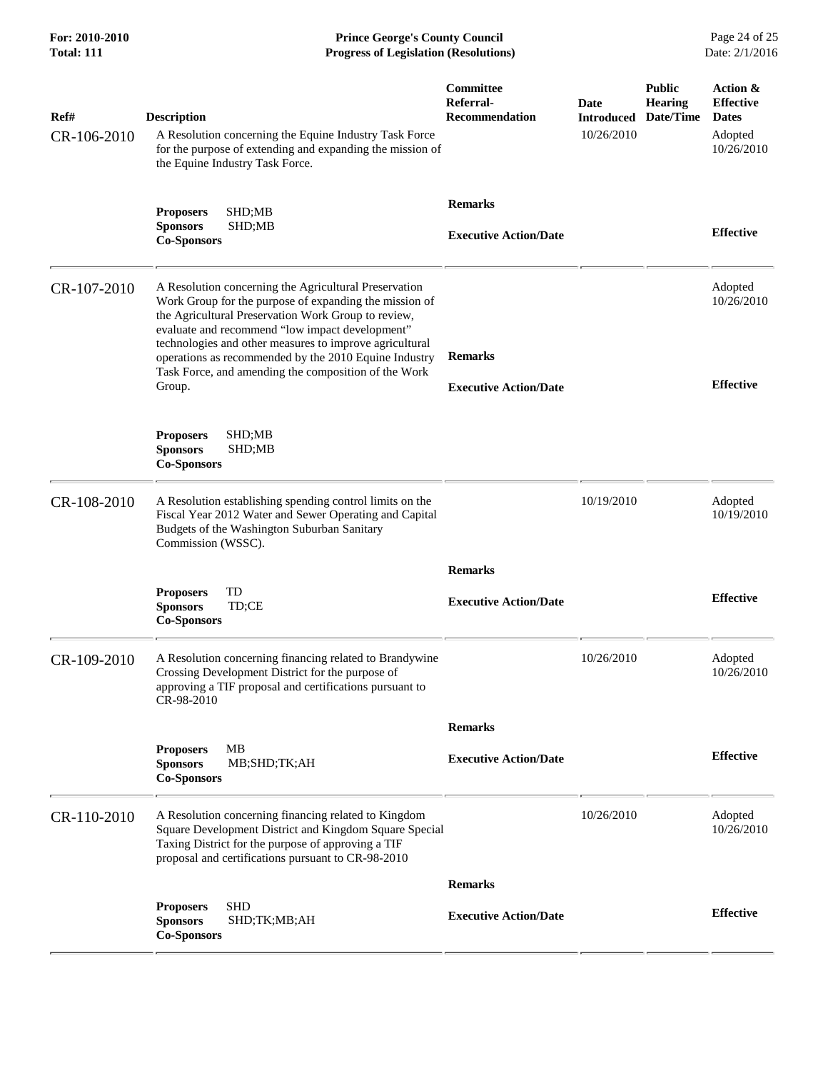| Ref# | Description | Committee Referral-Recommendation | Date Introduced | Public Hearing Date/Time | Action & Effective Dates |
|---|---|---|---|---|---|
| CR-106-2010 | A Resolution concerning the Equine Industry Task Force for the purpose of extending and expanding the mission of the Equine Industry Task Force. | | 10/26/2010 | | Adopted 10/26/2010 |
| | **Proposers** SHD;MB **Sponsors** SHD;MB **Co-Sponsors** | **Remarks** **Executive Action/Date** | | | **Effective** |
| CR-107-2010 | A Resolution concerning the Agricultural Preservation Work Group for the purpose of expanding the mission of the Agricultural Preservation Work Group to review, evaluate and recommend "low impact development" technologies and other measures to improve agricultural operations as recommended by the 2010 Equine Industry Task Force, and amending the composition of the Work Group. | **Remarks** **Executive Action/Date** | | | Adopted 10/26/2010 **Effective** |
| | **Proposers** SHD;MB **Sponsors** SHD;MB **Co-Sponsors** | | | | |
| CR-108-2010 | A Resolution establishing spending control limits on the Fiscal Year 2012 Water and Sewer Operating and Capital Budgets of the Washington Suburban Sanitary Commission (WSSC). | | 10/19/2010 | | Adopted 10/19/2010 |
| | **Proposers** TD **Sponsors** TD;CE **Co-Sponsors** | **Remarks** **Executive Action/Date** | | | **Effective** |
| CR-109-2010 | A Resolution concerning financing related to Brandywine Crossing Development District for the purpose of approving a TIF proposal and certifications pursuant to CR-98-2010 | | 10/26/2010 | | Adopted 10/26/2010 |
| | **Proposers** MB **Sponsors** MB;SHD;TK;AH **Co-Sponsors** | **Remarks** **Executive Action/Date** | | | **Effective** |
| CR-110-2010 | A Resolution concerning financing related to Kingdom Square Development District and Kingdom Square Special Taxing District for the purpose of approving a TIF proposal and certifications pursuant to CR-98-2010 | | 10/26/2010 | | Adopted 10/26/2010 |
| | **Proposers** SHD **Sponsors** SHD;TK;MB;AH **Co-Sponsors** | **Remarks** **Executive Action/Date** | | | **Effective** |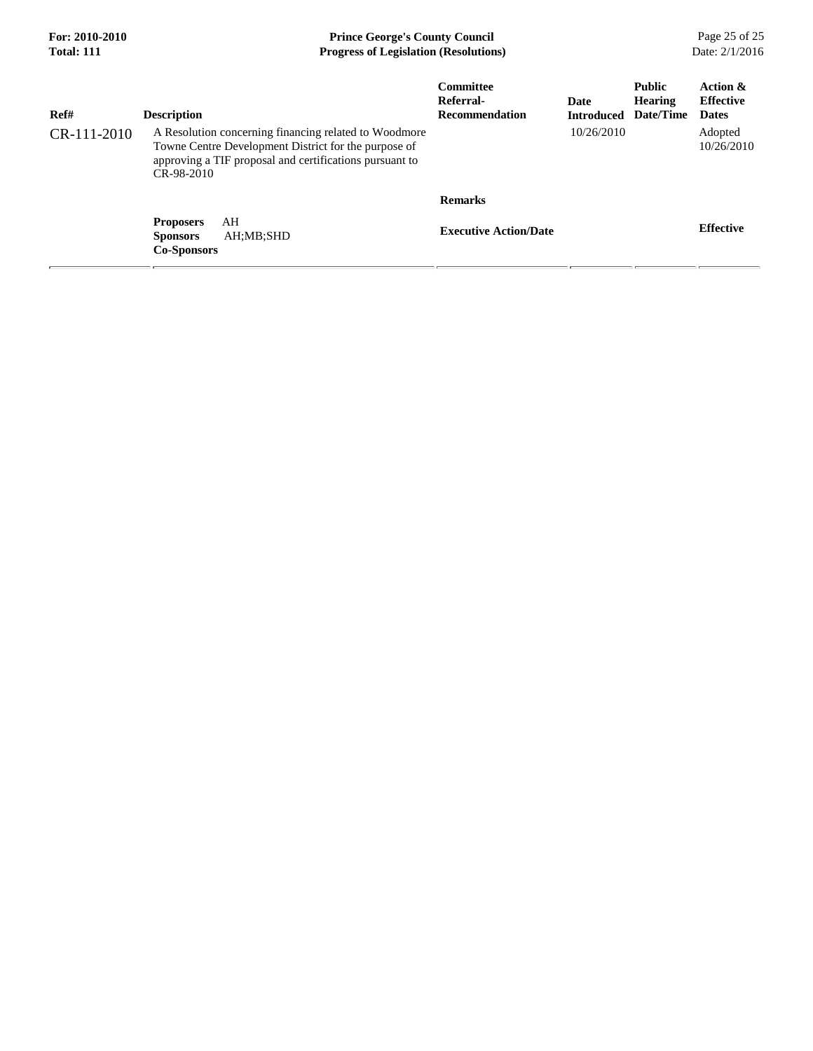**For: 2010-2010**
**Total: 111**

**Prince George's County Council**
**Progress of Legislation (Resolutions)**

| Ref# | Description | Committee Referral-Recommendation | Date Introduced | Public Hearing Date/Time | Action & Effective Dates |
|---|---|---|---|---|---|
| CR-111-2010 | A Resolution concerning financing related to Woodmore Towne Centre Development District for the purpose of approving a TIF proposal and certifications pursuant to CR-98-2010 | | 10/26/2010 | | Adopted 10/26/2010 |
| | **Proposers** AH<br>**Sponsors** AH;MB;SHD<br>**Co-Sponsors** | **Remarks**<br><br>**Executive Action/Date** | | | **Effective** |